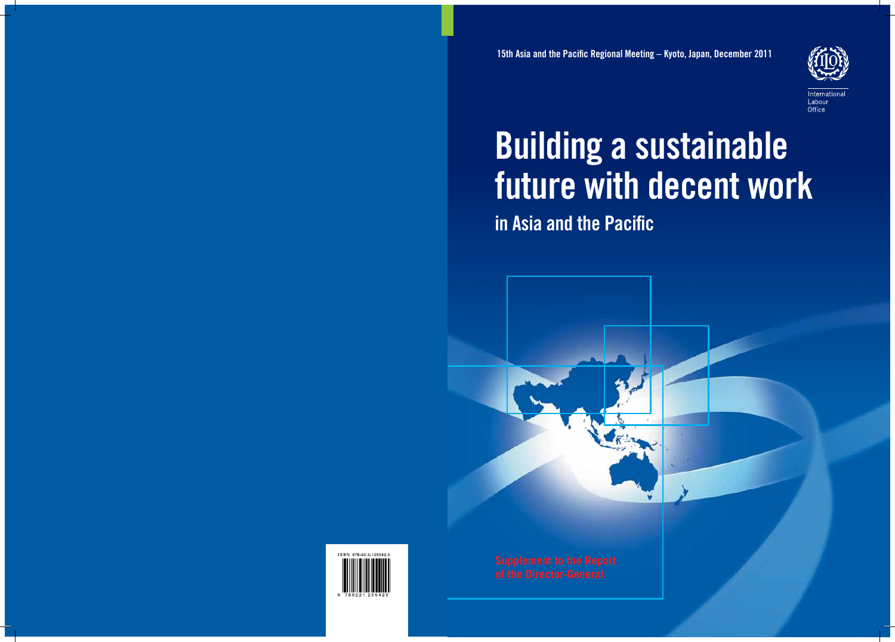15th Asia and the Pacific Regional Meeting – Kyoto, Japan, December 2011

International Labour Office

# Building a sustainable future with decent work

## in Asia and the Pacific

Supplement to the Report of the Director-General

ISBN 978-92-2-125542-0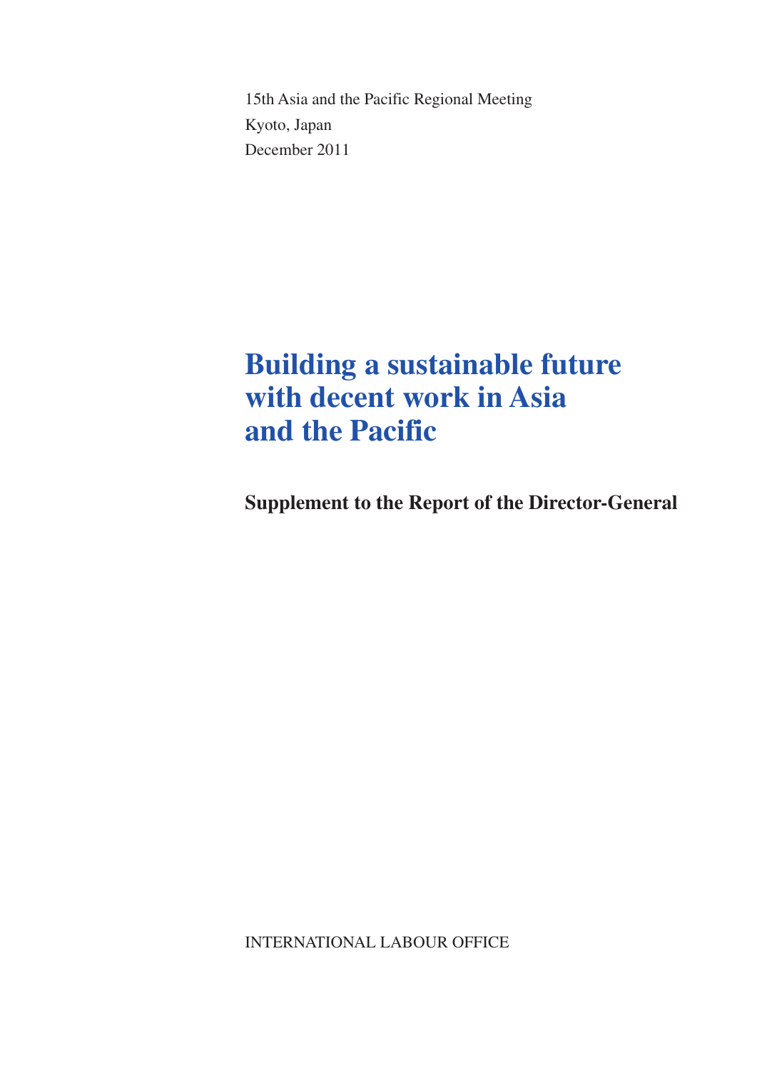15th Asia and the Pacific Regional Meeting
Kyoto, Japan
December 2011

# Building a sustainable future with decent work in Asia and the Pacific

## Supplement to the Report of the Director-General

INTERNATIONAL LABOUR OFFICE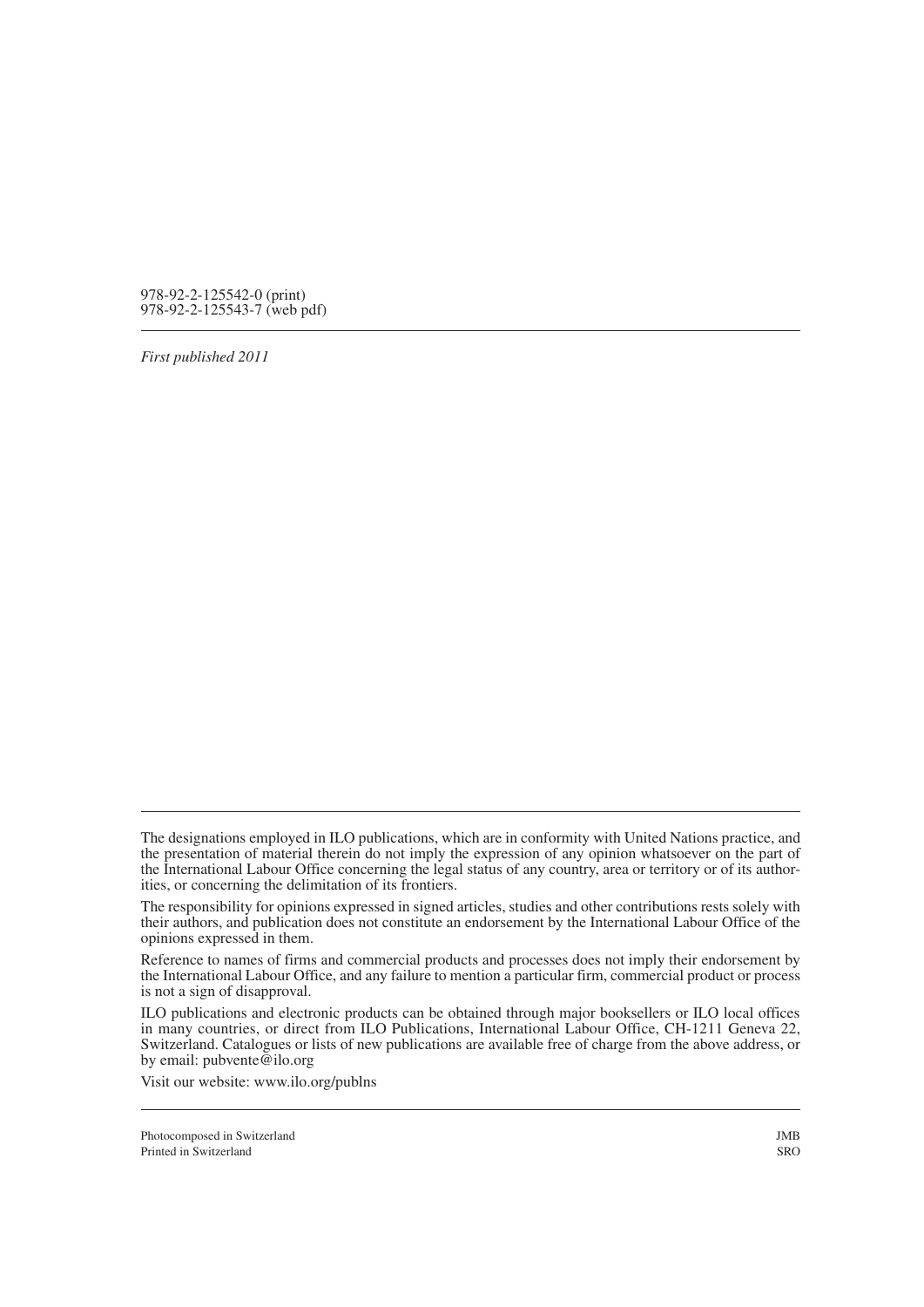978-92-2-125542-0 (print)
978-92-2-125543-7 (web pdf)

---

*First published 2011*

---

The designations employed in ILO publications, which are in conformity with United Nations practice, and the presentation of material therein do not imply the expression of any opinion whatsoever on the part of the International Labour Office concerning the legal status of any country, area or territory or of its authorities, or concerning the delimitation of its frontiers.

The responsibility for opinions expressed in signed articles, studies and other contributions rests solely with their authors, and publication does not constitute an endorsement by the International Labour Office of the opinions expressed in them.

Reference to names of firms and commercial products and processes does not imply their endorsement by the International Labour Office, and any failure to mention a particular firm, commercial product or process is not a sign of disapproval.

ILO publications and electronic products can be obtained through major booksellers or ILO local offices in many countries, or direct from ILO Publications, International Labour Office, CH-1211 Geneva 22, Switzerland. Catalogues or lists of new publications are available free of charge from the above address, or by email: pubvente@ilo.org

Visit our website: www.ilo.org/publns

---

Photocomposed in Switzerland JMB
Printed in Switzerland SRO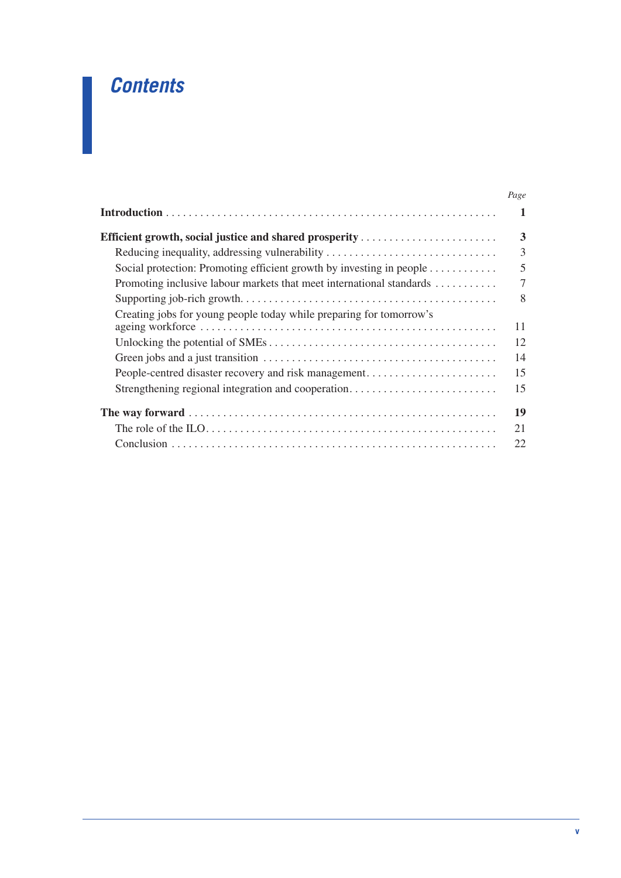# Contents

| | Page |
|---|---|
| **Introduction** | **1** |
| **Efficient growth, social justice and shared prosperity** | **3** |
| Reducing inequality, addressing vulnerability | 3 |
| Social protection: Promoting efficient growth by investing in people | 5 |
| Promoting inclusive labour markets that meet international standards | 7 |
| Supporting job-rich growth | 8 |
| Creating jobs for young people today while preparing for tomorrow's ageing workforce | 11 |
| Unlocking the potential of SMEs | 12 |
| Green jobs and a just transition | 14 |
| People-centred disaster recovery and risk management | 15 |
| Strengthening regional integration and cooperation | 15 |
| **The way forward** | **19** |
| The role of the ILO | 21 |
| Conclusion | 22 |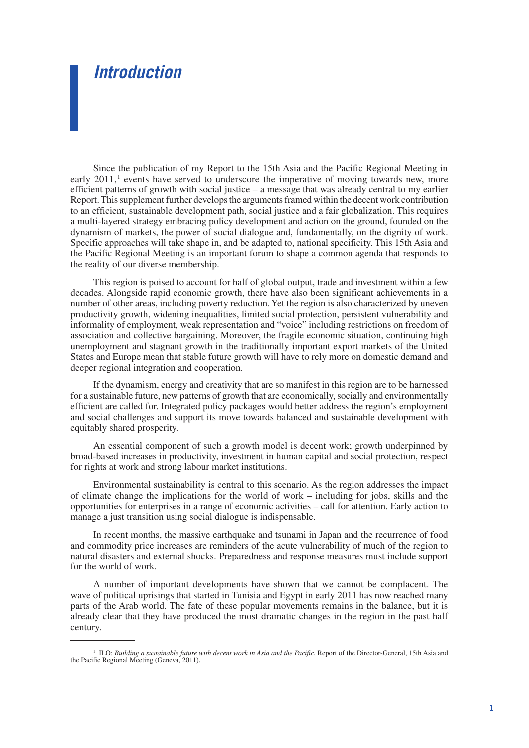# *Introduction*

Since the publication of my Report to the 15th Asia and the Pacific Regional Meeting in early 2011,[1] events have served to underscore the imperative of moving towards new, more efficient patterns of growth with social justice – a message that was already central to my earlier Report. This supplement further develops the arguments framed within the decent work contribution to an efficient, sustainable development path, social justice and a fair globalization. This requires a multi-layered strategy embracing policy development and action on the ground, founded on the dynamism of markets, the power of social dialogue and, fundamentally, on the dignity of work. Specific approaches will take shape in, and be adapted to, national specificity. This 15th Asia and the Pacific Regional Meeting is an important forum to shape a common agenda that responds to the reality of our diverse membership.

This region is poised to account for half of global output, trade and investment within a few decades. Alongside rapid economic growth, there have also been significant achievements in a number of other areas, including poverty reduction. Yet the region is also characterized by uneven productivity growth, widening inequalities, limited social protection, persistent vulnerability and informality of employment, weak representation and "voice" including restrictions on freedom of association and collective bargaining. Moreover, the fragile economic situation, continuing high unemployment and stagnant growth in the traditionally important export markets of the United States and Europe mean that stable future growth will have to rely more on domestic demand and deeper regional integration and cooperation.

If the dynamism, energy and creativity that are so manifest in this region are to be harnessed for a sustainable future, new patterns of growth that are economically, socially and environmentally efficient are called for. Integrated policy packages would better address the region's employment and social challenges and support its move towards balanced and sustainable development with equitably shared prosperity.

An essential component of such a growth model is decent work; growth underpinned by broad-based increases in productivity, investment in human capital and social protection, respect for rights at work and strong labour market institutions.

Environmental sustainability is central to this scenario. As the region addresses the impact of climate change the implications for the world of work – including for jobs, skills and the opportunities for enterprises in a range of economic activities – call for attention. Early action to manage a just transition using social dialogue is indispensable.

In recent months, the massive earthquake and tsunami in Japan and the recurrence of food and commodity price increases are reminders of the acute vulnerability of much of the region to natural disasters and external shocks. Preparedness and response measures must include support for the world of work.

A number of important developments have shown that we cannot be complacent. The wave of political uprisings that started in Tunisia and Egypt in early 2011 has now reached many parts of the Arab world. The fate of these popular movements remains in the balance, but it is already clear that they have produced the most dramatic changes in the region in the past half century.

---

[1] ILO: *Building a sustainable future with decent work in Asia and the Pacific*, Report of the Director-General, 15th Asia and the Pacific Regional Meeting (Geneva, 2011).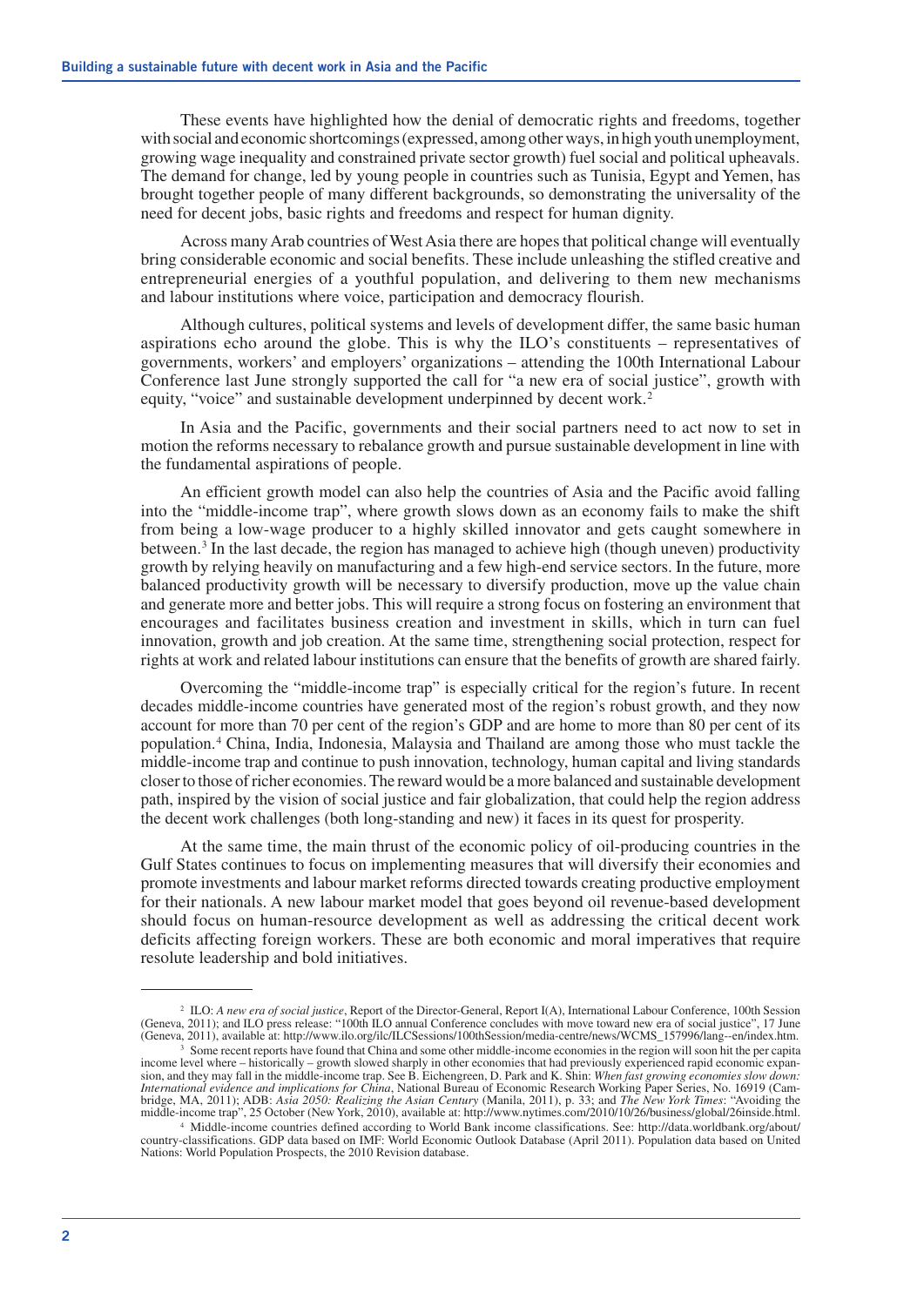These events have highlighted how the denial of democratic rights and freedoms, together with social and economic shortcomings (expressed, among other ways, in high youth unemployment, growing wage inequality and constrained private sector growth) fuel social and political upheavals. The demand for change, led by young people in countries such as Tunisia, Egypt and Yemen, has brought together people of many different backgrounds, so demonstrating the universality of the need for decent jobs, basic rights and freedoms and respect for human dignity.

Across many Arab countries of West Asia there are hopes that political change will eventually bring considerable economic and social benefits. These include unleashing the stifled creative and entrepreneurial energies of a youthful population, and delivering to them new mechanisms and labour institutions where voice, participation and democracy flourish.

Although cultures, political systems and levels of development differ, the same basic human aspirations echo around the globe. This is why the ILO's constituents – representatives of governments, workers' and employers' organizations – attending the 100th International Labour Conference last June strongly supported the call for "a new era of social justice", growth with equity, "voice" and sustainable development underpinned by decent work.[2]

In Asia and the Pacific, governments and their social partners need to act now to set in motion the reforms necessary to rebalance growth and pursue sustainable development in line with the fundamental aspirations of people.

An efficient growth model can also help the countries of Asia and the Pacific avoid falling into the "middle-income trap", where growth slows down as an economy fails to make the shift from being a low-wage producer to a highly skilled innovator and gets caught somewhere in between.[3] In the last decade, the region has managed to achieve high (though uneven) productivity growth by relying heavily on manufacturing and a few high-end service sectors. In the future, more balanced productivity growth will be necessary to diversify production, move up the value chain and generate more and better jobs. This will require a strong focus on fostering an environment that encourages and facilitates business creation and investment in skills, which in turn can fuel innovation, growth and job creation. At the same time, strengthening social protection, respect for rights at work and related labour institutions can ensure that the benefits of growth are shared fairly.

Overcoming the "middle-income trap" is especially critical for the region's future. In recent decades middle-income countries have generated most of the region's robust growth, and they now account for more than 70 per cent of the region's GDP and are home to more than 80 per cent of its population.[4] China, India, Indonesia, Malaysia and Thailand are among those who must tackle the middle-income trap and continue to push innovation, technology, human capital and living standards closer to those of richer economies. The reward would be a more balanced and sustainable development path, inspired by the vision of social justice and fair globalization, that could help the region address the decent work challenges (both long-standing and new) it faces in its quest for prosperity.

At the same time, the main thrust of the economic policy of oil-producing countries in the Gulf States continues to focus on implementing measures that will diversify their economies and promote investments and labour market reforms directed towards creating productive employment for their nationals. A new labour market model that goes beyond oil revenue-based development should focus on human-resource development as well as addressing the critical decent work deficits affecting foreign workers. These are both economic and moral imperatives that require resolute leadership and bold initiatives.

---

[2] ILO: *A new era of social justice*, Report of the Director-General, Report I(A), International Labour Conference, 100th Session (Geneva, 2011); and ILO press release: "100th ILO annual Conference concludes with move toward new era of social justice", 17 June (Geneva, 2011), available at: http://www.ilo.org/ilc/ILCSessions/100thSession/media-centre/news/WCMS_157996/lang--en/index.htm.

[3] Some recent reports have found that China and some other middle-income economies in the region will soon hit the per capita income level where – historically – growth slowed sharply in other economies that had previously experienced rapid economic expansion, and they may fall in the middle-income trap. See B. Eichengreen, D. Park and K. Shin: *When fast growing economies slow down: International evidence and implications for China*, National Bureau of Economic Research Working Paper Series, No. 16919 (Cambridge, MA, 2011); ADB: *Asia 2050: Realizing the Asian Century* (Manila, 2011), p. 33; and *The New York Times*: "Avoiding the middle-income trap", 25 October (New York, 2010), available at: http://www.nytimes.com/2010/10/26/business/global/26inside.html.

[4] Middle-income countries defined according to World Bank income classifications. See: http://data.worldbank.org/about/country-classifications. GDP data based on IMF: World Economic Outlook Database (April 2011). Population data based on United Nations: World Population Prospects, the 2010 Revision database.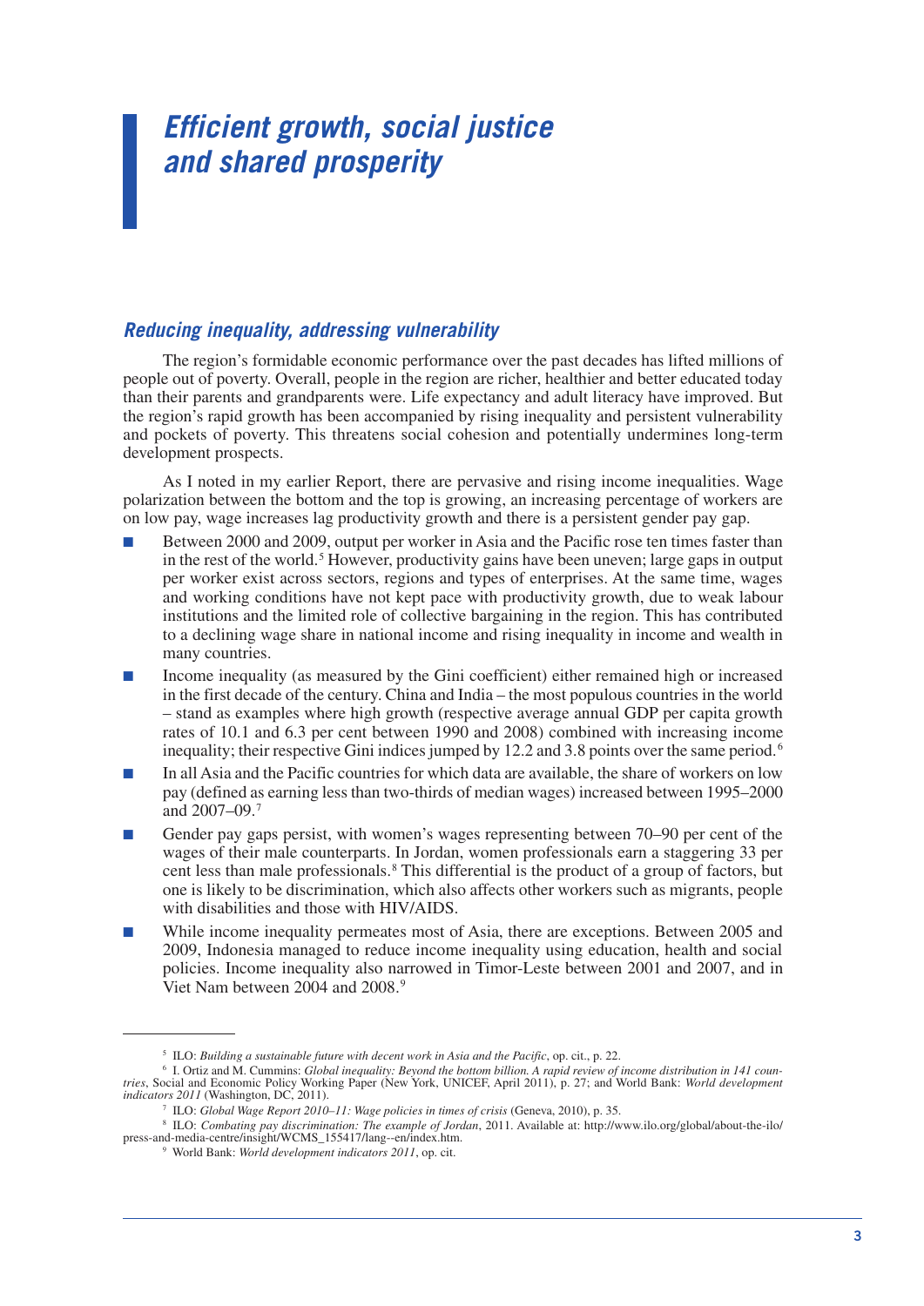# *Efficient growth, social justice and shared prosperity*

## *Reducing inequality, addressing vulnerability*

The region's formidable economic performance over the past decades has lifted millions of people out of poverty. Overall, people in the region are richer, healthier and better educated today than their parents and grandparents were. Life expectancy and adult literacy have improved. But the region's rapid growth has been accompanied by rising inequality and persistent vulnerability and pockets of poverty. This threatens social cohesion and potentially undermines long-term development prospects.

As I noted in my earlier Report, there are pervasive and rising income inequalities. Wage polarization between the bottom and the top is growing, an increasing percentage of workers are on low pay, wage increases lag productivity growth and there is a persistent gender pay gap.

- Between 2000 and 2009, output per worker in Asia and the Pacific rose ten times faster than in the rest of the world.[5] However, productivity gains have been uneven; large gaps in output per worker exist across sectors, regions and types of enterprises. At the same time, wages and working conditions have not kept pace with productivity growth, due to weak labour institutions and the limited role of collective bargaining in the region. This has contributed to a declining wage share in national income and rising inequality in income and wealth in many countries.
- Income inequality (as measured by the Gini coefficient) either remained high or increased in the first decade of the century. China and India – the most populous countries in the world – stand as examples where high growth (respective average annual GDP per capita growth rates of 10.1 and 6.3 per cent between 1990 and 2008) combined with increasing income inequality; their respective Gini indices jumped by 12.2 and 3.8 points over the same period.[6]
- In all Asia and the Pacific countries for which data are available, the share of workers on low pay (defined as earning less than two-thirds of median wages) increased between 1995–2000 and 2007–09.[7]
- Gender pay gaps persist, with women's wages representing between 70–90 per cent of the wages of their male counterparts. In Jordan, women professionals earn a staggering 33 per cent less than male professionals.[8] This differential is the product of a group of factors, but one is likely to be discrimination, which also affects other workers such as migrants, people with disabilities and those with HIV/AIDS.
- While income inequality permeates most of Asia, there are exceptions. Between 2005 and 2009, Indonesia managed to reduce income inequality using education, health and social policies. Income inequality also narrowed in Timor-Leste between 2001 and 2007, and in Viet Nam between 2004 and 2008.[9]

---

[5] ILO: *Building a sustainable future with decent work in Asia and the Pacific*, op. cit., p. 22.

[6] I. Ortiz and M. Cummins: *Global inequality: Beyond the bottom billion. A rapid review of income distribution in 141 countries*, Social and Economic Policy Working Paper (New York, UNICEF, April 2011), p. 27; and World Bank: *World development indicators 2011* (Washington, DC, 2011).

[7] ILO: *Global Wage Report 2010–11: Wage policies in times of crisis* (Geneva, 2010), p. 35.

[8] ILO: *Combating pay discrimination: The example of Jordan*, 2011. Available at: http://www.ilo.org/global/about-the-ilo/press-and-media-centre/insight/WCMS_155417/lang--en/index.htm.

[9] World Bank: *World development indicators 2011*, op. cit.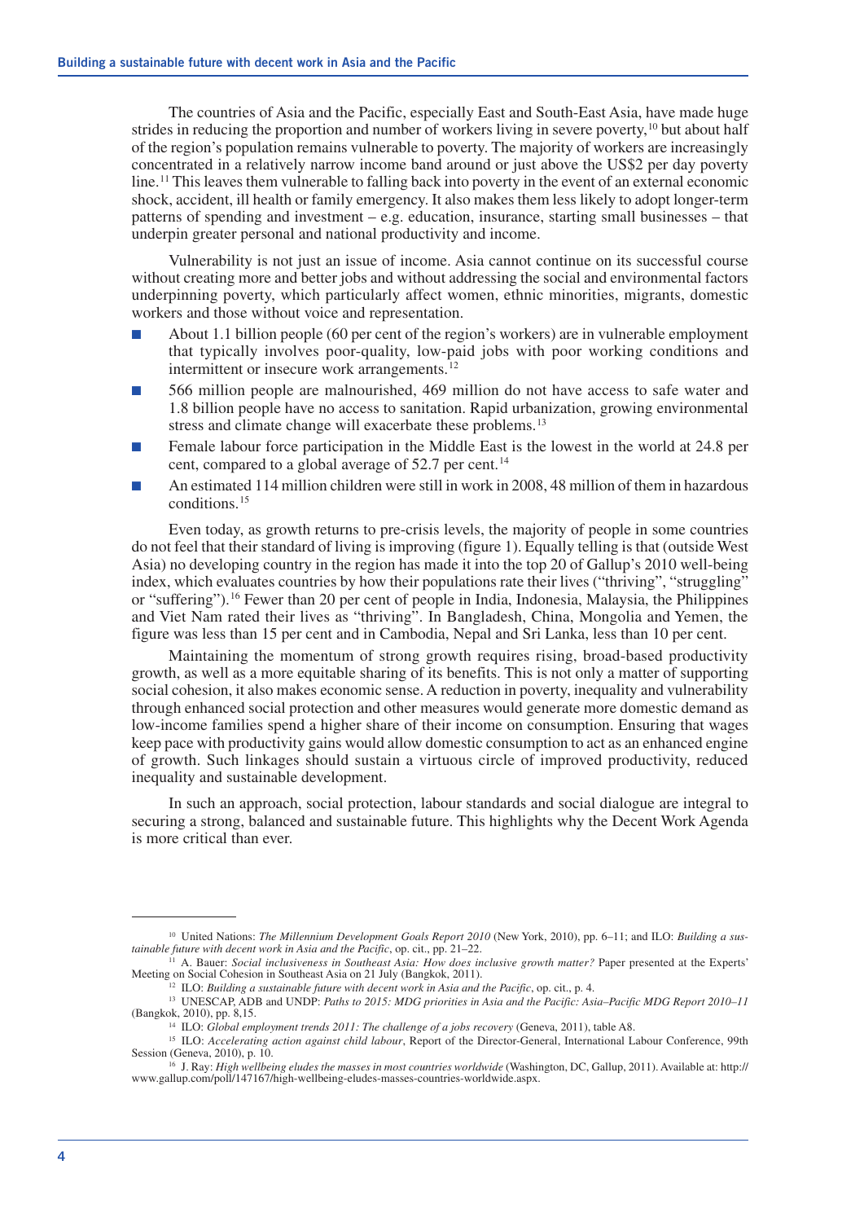The countries of Asia and the Pacific, especially East and South-East Asia, have made huge strides in reducing the proportion and number of workers living in severe poverty,[10] but about half of the region's population remains vulnerable to poverty. The majority of workers are increasingly concentrated in a relatively narrow income band around or just above the US$2 per day poverty line.[11] This leaves them vulnerable to falling back into poverty in the event of an external economic shock, accident, ill health or family emergency. It also makes them less likely to adopt longer-term patterns of spending and investment – e.g. education, insurance, starting small businesses – that underpin greater personal and national productivity and income.

Vulnerability is not just an issue of income. Asia cannot continue on its successful course without creating more and better jobs and without addressing the social and environmental factors underpinning poverty, which particularly affect women, ethnic minorities, migrants, domestic workers and those without voice and representation.

- About 1.1 billion people (60 per cent of the region's workers) are in vulnerable employment that typically involves poor-quality, low-paid jobs with poor working conditions and intermittent or insecure work arrangements.[12]
- 566 million people are malnourished, 469 million do not have access to safe water and 1.8 billion people have no access to sanitation. Rapid urbanization, growing environmental stress and climate change will exacerbate these problems.[13]
- Female labour force participation in the Middle East is the lowest in the world at 24.8 per cent, compared to a global average of 52.7 per cent.[14]
- An estimated 114 million children were still in work in 2008, 48 million of them in hazardous conditions.[15]

Even today, as growth returns to pre-crisis levels, the majority of people in some countries do not feel that their standard of living is improving (figure 1). Equally telling is that (outside West Asia) no developing country in the region has made it into the top 20 of Gallup's 2010 well-being index, which evaluates countries by how their populations rate their lives ("thriving", "struggling" or "suffering").[16] Fewer than 20 per cent of people in India, Indonesia, Malaysia, the Philippines and Viet Nam rated their lives as "thriving". In Bangladesh, China, Mongolia and Yemen, the figure was less than 15 per cent and in Cambodia, Nepal and Sri Lanka, less than 10 per cent.

Maintaining the momentum of strong growth requires rising, broad-based productivity growth, as well as a more equitable sharing of its benefits. This is not only a matter of supporting social cohesion, it also makes economic sense. A reduction in poverty, inequality and vulnerability through enhanced social protection and other measures would generate more domestic demand as low-income families spend a higher share of their income on consumption. Ensuring that wages keep pace with productivity gains would allow domestic consumption to act as an enhanced engine of growth. Such linkages should sustain a virtuous circle of improved productivity, reduced inequality and sustainable development.

In such an approach, social protection, labour standards and social dialogue are integral to securing a strong, balanced and sustainable future. This highlights why the Decent Work Agenda is more critical than ever.

---

[10] United Nations: *The Millennium Development Goals Report 2010* (New York, 2010), pp. 6–11; and ILO: *Building a sustainable future with decent work in Asia and the Pacific*, op. cit., pp. 21–22.

[11] A. Bauer: *Social inclusiveness in Southeast Asia: How does inclusive growth matter?* Paper presented at the Experts' Meeting on Social Cohesion in Southeast Asia on 21 July (Bangkok, 2011).

[12] ILO: *Building a sustainable future with decent work in Asia and the Pacific*, op. cit., p. 4.

[13] UNESCAP, ADB and UNDP: *Paths to 2015: MDG priorities in Asia and the Pacific: Asia–Pacific MDG Report 2010–11* (Bangkok, 2010), pp. 8,15.

[14] ILO: *Global employment trends 2011: The challenge of a jobs recovery* (Geneva, 2011), table A8.

[15] ILO: *Accelerating action against child labour*, Report of the Director-General, International Labour Conference, 99th Session (Geneva, 2010), p. 10.

[16] J. Ray: *High wellbeing eludes the masses in most countries worldwide* (Washington, DC, Gallup, 2011). Available at: http://www.gallup.com/poll/147167/high-wellbeing-eludes-masses-countries-worldwide.aspx.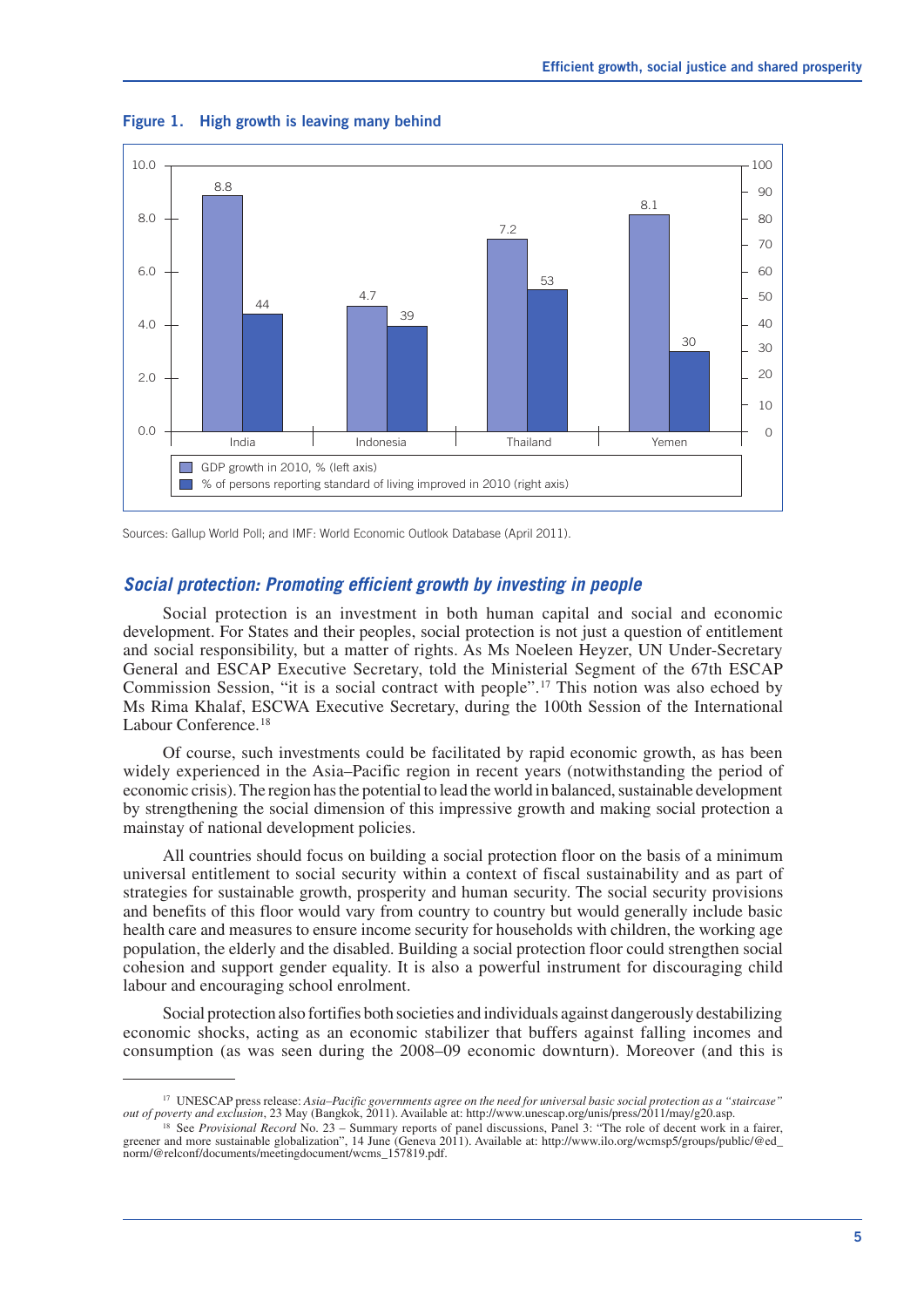**Figure 1. High growth is leaving many behind**

| | GDP growth in 2010, % (left axis) | % of persons reporting standard of living improved in 2010 (right axis) |
|---|---|---|
| India | 8.8 | 44 |
| Indonesia | 4.7 | 39 |
| Thailand | 7.2 | 53 |
| Yemen | 8.1 | 30 |

Sources: Gallup World Poll; and IMF: World Economic Outlook Database (April 2011).

## *Social protection: Promoting efficient growth by investing in people*

Social protection is an investment in both human capital and social and economic development. For States and their peoples, social protection is not just a question of entitlement and social responsibility, but a matter of rights. As Ms Noeleen Heyzer, UN Under-Secretary General and ESCAP Executive Secretary, told the Ministerial Segment of the 67th ESCAP Commission Session, "it is a social contract with people".[17] This notion was also echoed by Ms Rima Khalaf, ESCWA Executive Secretary, during the 100th Session of the International Labour Conference.[18]

Of course, such investments could be facilitated by rapid economic growth, as has been widely experienced in the Asia–Pacific region in recent years (notwithstanding the period of economic crisis). The region has the potential to lead the world in balanced, sustainable development by strengthening the social dimension of this impressive growth and making social protection a mainstay of national development policies.

All countries should focus on building a social protection floor on the basis of a minimum universal entitlement to social security within a context of fiscal sustainability and as part of strategies for sustainable growth, prosperity and human security. The social security provisions and benefits of this floor would vary from country to country but would generally include basic health care and measures to ensure income security for households with children, the working age population, the elderly and the disabled. Building a social protection floor could strengthen social cohesion and support gender equality. It is also a powerful instrument for discouraging child labour and encouraging school enrolment.

Social protection also fortifies both societies and individuals against dangerously destabilizing economic shocks, acting as an economic stabilizer that buffers against falling incomes and consumption (as was seen during the 2008–09 economic downturn). Moreover (and this is

---

[17] UNESCAP press release: *Asia–Pacific governments agree on the need for universal basic social protection as a "staircase" out of poverty and exclusion*, 23 May (Bangkok, 2011). Available at: http://www.unescap.org/unis/press/2011/may/g20.asp.

[18] See *Provisional Record* No. 23 – Summary reports of panel discussions, Panel 3: "The role of decent work in a fairer, greener and more sustainable globalization", 14 June (Geneva 2011). Available at: http://www.ilo.org/wcmsp5/groups/public/@ed_norm/@relconf/documents/meetingdocument/wcms_157819.pdf.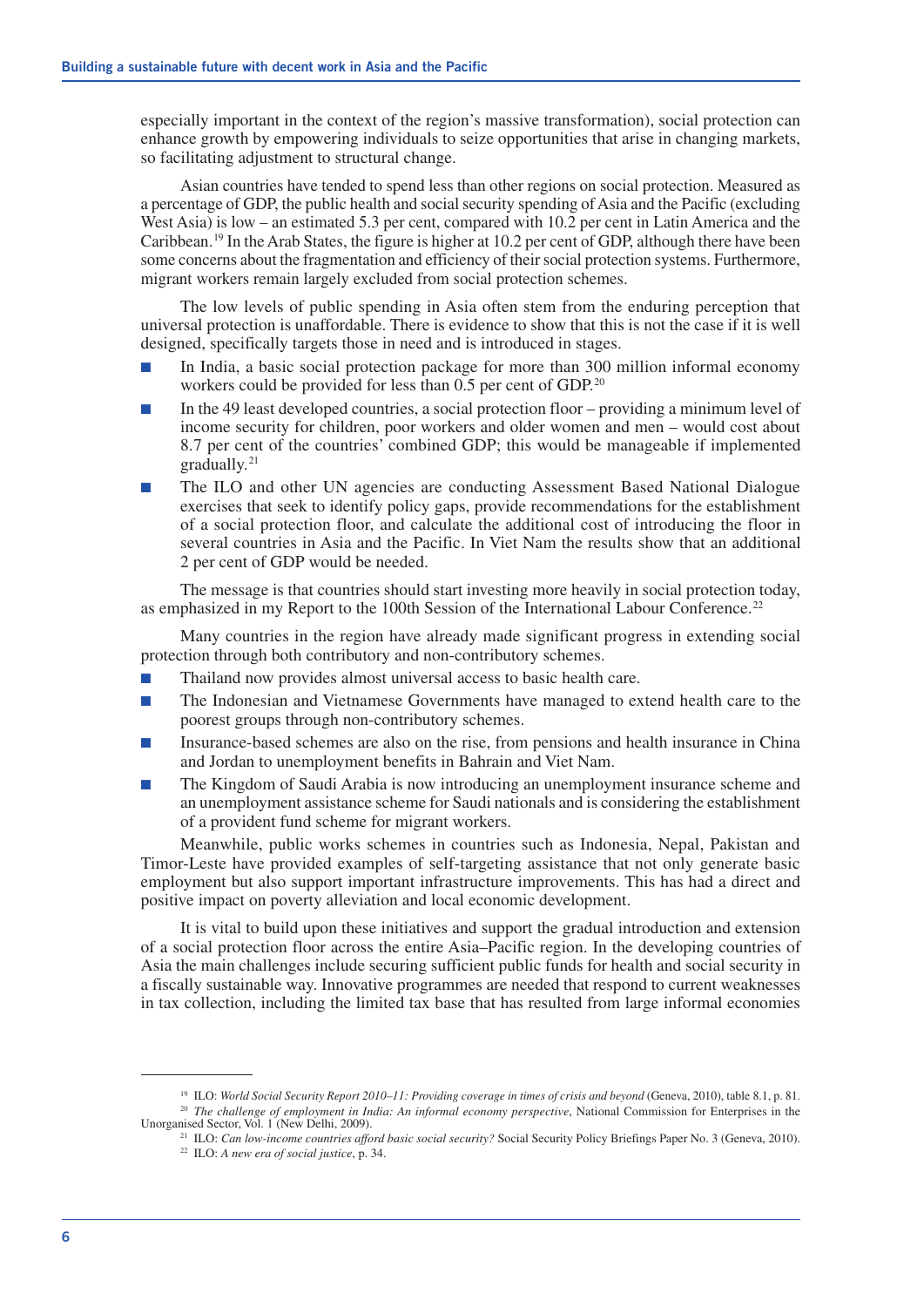especially important in the context of the region's massive transformation), social protection can enhance growth by empowering individuals to seize opportunities that arise in changing markets, so facilitating adjustment to structural change.

Asian countries have tended to spend less than other regions on social protection. Measured as a percentage of GDP, the public health and social security spending of Asia and the Pacific (excluding West Asia) is low – an estimated 5.3 per cent, compared with 10.2 per cent in Latin America and the Caribbean.[19] In the Arab States, the figure is higher at 10.2 per cent of GDP, although there have been some concerns about the fragmentation and efficiency of their social protection systems. Furthermore, migrant workers remain largely excluded from social protection schemes.

The low levels of public spending in Asia often stem from the enduring perception that universal protection is unaffordable. There is evidence to show that this is not the case if it is well designed, specifically targets those in need and is introduced in stages.

- In India, a basic social protection package for more than 300 million informal economy workers could be provided for less than 0.5 per cent of GDP.[20]
- In the 49 least developed countries, a social protection floor – providing a minimum level of income security for children, poor workers and older women and men – would cost about 8.7 per cent of the countries' combined GDP; this would be manageable if implemented gradually.[21]
- The ILO and other UN agencies are conducting Assessment Based National Dialogue exercises that seek to identify policy gaps, provide recommendations for the establishment of a social protection floor, and calculate the additional cost of introducing the floor in several countries in Asia and the Pacific. In Viet Nam the results show that an additional 2 per cent of GDP would be needed.

The message is that countries should start investing more heavily in social protection today, as emphasized in my Report to the 100th Session of the International Labour Conference.[22]

Many countries in the region have already made significant progress in extending social protection through both contributory and non-contributory schemes.

- Thailand now provides almost universal access to basic health care.
- The Indonesian and Vietnamese Governments have managed to extend health care to the poorest groups through non-contributory schemes.
- Insurance-based schemes are also on the rise, from pensions and health insurance in China and Jordan to unemployment benefits in Bahrain and Viet Nam.
- The Kingdom of Saudi Arabia is now introducing an unemployment insurance scheme and an unemployment assistance scheme for Saudi nationals and is considering the establishment of a provident fund scheme for migrant workers.

Meanwhile, public works schemes in countries such as Indonesia, Nepal, Pakistan and Timor-Leste have provided examples of self-targeting assistance that not only generate basic employment but also support important infrastructure improvements. This has had a direct and positive impact on poverty alleviation and local economic development.

It is vital to build upon these initiatives and support the gradual introduction and extension of a social protection floor across the entire Asia–Pacific region. In the developing countries of Asia the main challenges include securing sufficient public funds for health and social security in a fiscally sustainable way. Innovative programmes are needed that respond to current weaknesses in tax collection, including the limited tax base that has resulted from large informal economies

---

[19] ILO: *World Social Security Report 2010–11: Providing coverage in times of crisis and beyond* (Geneva, 2010), table 8.1, p. 81.

[20] *The challenge of employment in India: An informal economy perspective*, National Commission for Enterprises in the Unorganised Sector, Vol. 1 (New Delhi, 2009).

[21] ILO: *Can low-income countries afford basic social security?* Social Security Policy Briefings Paper No. 3 (Geneva, 2010).

[22] ILO: *A new era of social justice*, p. 34.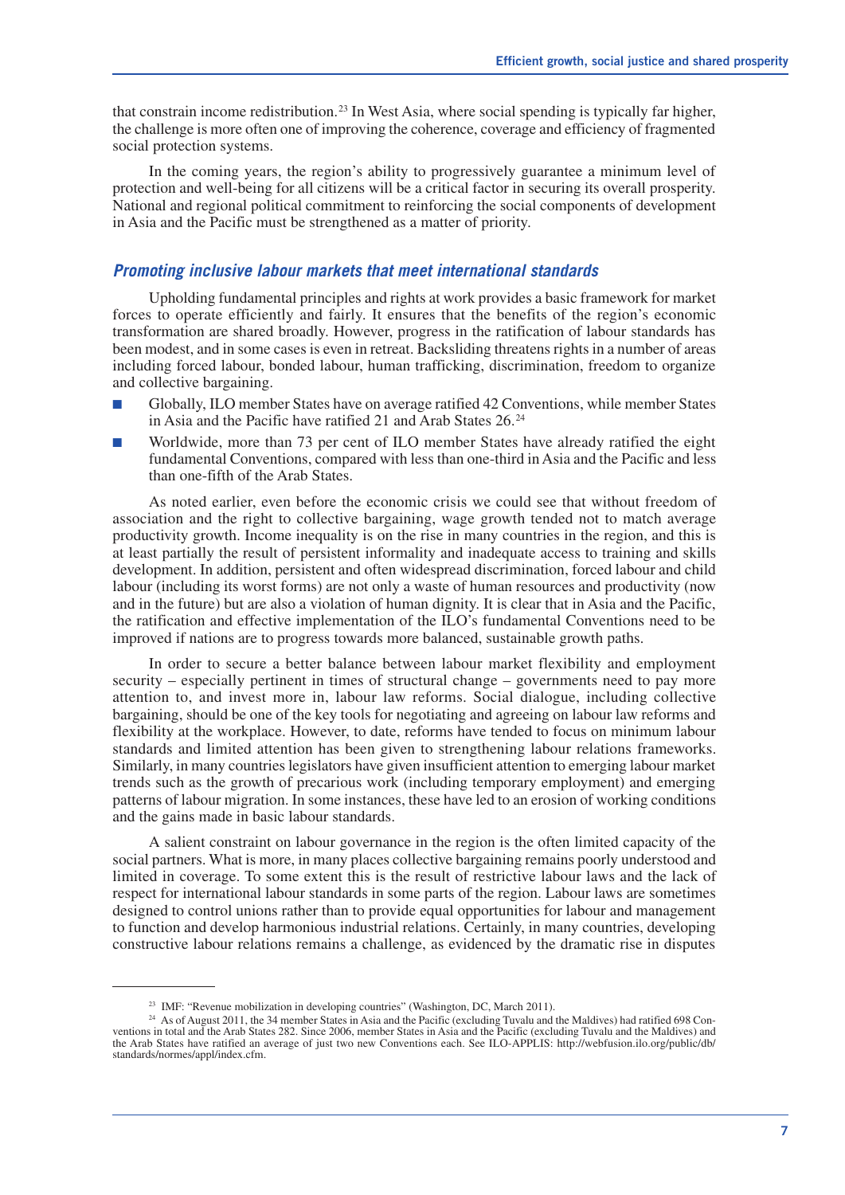that constrain income redistribution.[23] In West Asia, where social spending is typically far higher, the challenge is more often one of improving the coherence, coverage and efficiency of fragmented social protection systems.

In the coming years, the region's ability to progressively guarantee a minimum level of protection and well-being for all citizens will be a critical factor in securing its overall prosperity. National and regional political commitment to reinforcing the social components of development in Asia and the Pacific must be strengthened as a matter of priority.

### *Promoting inclusive labour markets that meet international standards*

Upholding fundamental principles and rights at work provides a basic framework for market forces to operate efficiently and fairly. It ensures that the benefits of the region's economic transformation are shared broadly. However, progress in the ratification of labour standards has been modest, and in some cases is even in retreat. Backsliding threatens rights in a number of areas including forced labour, bonded labour, human trafficking, discrimination, freedom to organize and collective bargaining.

- Globally, ILO member States have on average ratified 42 Conventions, while member States in Asia and the Pacific have ratified 21 and Arab States 26.[24]
- Worldwide, more than 73 per cent of ILO member States have already ratified the eight fundamental Conventions, compared with less than one-third in Asia and the Pacific and less than one-fifth of the Arab States.

As noted earlier, even before the economic crisis we could see that without freedom of association and the right to collective bargaining, wage growth tended not to match average productivity growth. Income inequality is on the rise in many countries in the region, and this is at least partially the result of persistent informality and inadequate access to training and skills development. In addition, persistent and often widespread discrimination, forced labour and child labour (including its worst forms) are not only a waste of human resources and productivity (now and in the future) but are also a violation of human dignity. It is clear that in Asia and the Pacific, the ratification and effective implementation of the ILO's fundamental Conventions need to be improved if nations are to progress towards more balanced, sustainable growth paths.

In order to secure a better balance between labour market flexibility and employment security – especially pertinent in times of structural change – governments need to pay more attention to, and invest more in, labour law reforms. Social dialogue, including collective bargaining, should be one of the key tools for negotiating and agreeing on labour law reforms and flexibility at the workplace. However, to date, reforms have tended to focus on minimum labour standards and limited attention has been given to strengthening labour relations frameworks. Similarly, in many countries legislators have given insufficient attention to emerging labour market trends such as the growth of precarious work (including temporary employment) and emerging patterns of labour migration. In some instances, these have led to an erosion of working conditions and the gains made in basic labour standards.

A salient constraint on labour governance in the region is the often limited capacity of the social partners. What is more, in many places collective bargaining remains poorly understood and limited in coverage. To some extent this is the result of restrictive labour laws and the lack of respect for international labour standards in some parts of the region. Labour laws are sometimes designed to control unions rather than to provide equal opportunities for labour and management to function and develop harmonious industrial relations. Certainly, in many countries, developing constructive labour relations remains a challenge, as evidenced by the dramatic rise in disputes

---

[23] IMF: "Revenue mobilization in developing countries" (Washington, DC, March 2011).

[24] As of August 2011, the 34 member States in Asia and the Pacific (excluding Tuvalu and the Maldives) had ratified 698 Conventions in total and the Arab States 282. Since 2006, member States in Asia and the Pacific (excluding Tuvalu and the Maldives) and the Arab States have ratified an average of just two new Conventions each. See ILO-APPLIS: http://webfusion.ilo.org/public/db/standards/normes/appl/index.cfm.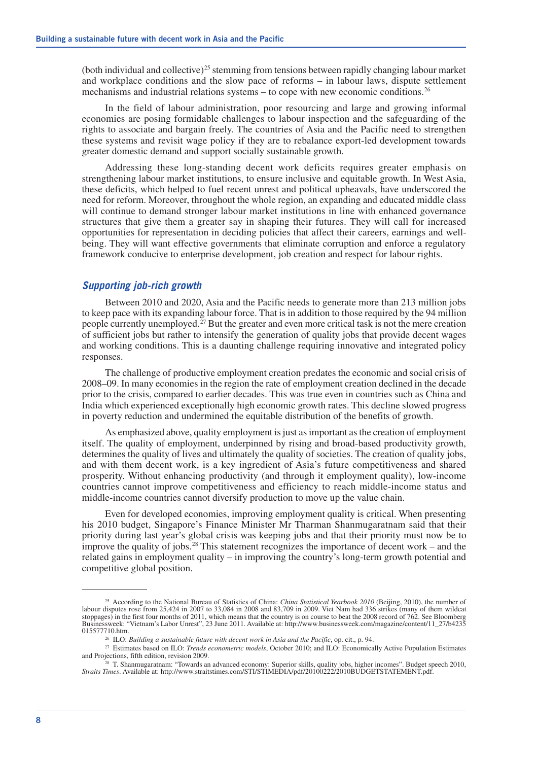(both individual and collective)[25] stemming from tensions between rapidly changing labour market and workplace conditions and the slow pace of reforms – in labour laws, dispute settlement mechanisms and industrial relations systems – to cope with new economic conditions.[26]

In the field of labour administration, poor resourcing and large and growing informal economies are posing formidable challenges to labour inspection and the safeguarding of the rights to associate and bargain freely. The countries of Asia and the Pacific need to strengthen these systems and revisit wage policy if they are to rebalance export-led development towards greater domestic demand and support socially sustainable growth.

Addressing these long-standing decent work deficits requires greater emphasis on strengthening labour market institutions, to ensure inclusive and equitable growth. In West Asia, these deficits, which helped to fuel recent unrest and political upheavals, have underscored the need for reform. Moreover, throughout the whole region, an expanding and educated middle class will continue to demand stronger labour market institutions in line with enhanced governance structures that give them a greater say in shaping their futures. They will call for increased opportunities for representation in deciding policies that affect their careers, earnings and well-being. They will want effective governments that eliminate corruption and enforce a regulatory framework conducive to enterprise development, job creation and respect for labour rights.

### *Supporting job-rich growth*

Between 2010 and 2020, Asia and the Pacific needs to generate more than 213 million jobs to keep pace with its expanding labour force. That is in addition to those required by the 94 million people currently unemployed.[27] But the greater and even more critical task is not the mere creation of sufficient jobs but rather to intensify the generation of quality jobs that provide decent wages and working conditions. This is a daunting challenge requiring innovative and integrated policy responses.

The challenge of productive employment creation predates the economic and social crisis of 2008–09. In many economies in the region the rate of employment creation declined in the decade prior to the crisis, compared to earlier decades. This was true even in countries such as China and India which experienced exceptionally high economic growth rates. This decline slowed progress in poverty reduction and undermined the equitable distribution of the benefits of growth.

As emphasized above, quality employment is just as important as the creation of employment itself. The quality of employment, underpinned by rising and broad-based productivity growth, determines the quality of lives and ultimately the quality of societies. The creation of quality jobs, and with them decent work, is a key ingredient of Asia's future competitiveness and shared prosperity. Without enhancing productivity (and through it employment quality), low-income countries cannot improve competitiveness and efficiency to reach middle-income status and middle-income countries cannot diversify production to move up the value chain.

Even for developed economies, improving employment quality is critical. When presenting his 2010 budget, Singapore's Finance Minister Mr Tharman Shanmugaratnam said that their priority during last year's global crisis was keeping jobs and that their priority must now be to improve the quality of jobs.[28] This statement recognizes the importance of decent work – and the related gains in employment quality – in improving the country's long-term growth potential and competitive global position.

---

[25] According to the National Bureau of Statistics of China: *China Statistical Yearbook 2010* (Beijing, 2010), the number of labour disputes rose from 25,424 in 2007 to 33,084 in 2008 and 83,709 in 2009. Viet Nam had 336 strikes (many of them wildcat stoppages) in the first four months of 2011, which means that the country is on course to beat the 2008 record of 762. See Bloomberg Businessweek: "Vietnam's Labor Unrest", 23 June 2011. Available at: http://www.businessweek.com/magazine/content/11_27/b4235015577710.htm.

[26] ILO: *Building a sustainable future with decent work in Asia and the Pacific*, op. cit., p. 94.

[27] Estimates based on ILO: *Trends econometric models*, October 2010; and ILO: Economically Active Population Estimates and Projections, fifth edition, revision 2009.

[28] T. Shanmugaratnam: "Towards an advanced economy: Superior skills, quality jobs, higher incomes". Budget speech 2010, *Straits Times*. Available at: http://www.straitstimes.com/STI/STIMEDIA/pdf/20100222/2010BUDGETSTATEMENT.pdf.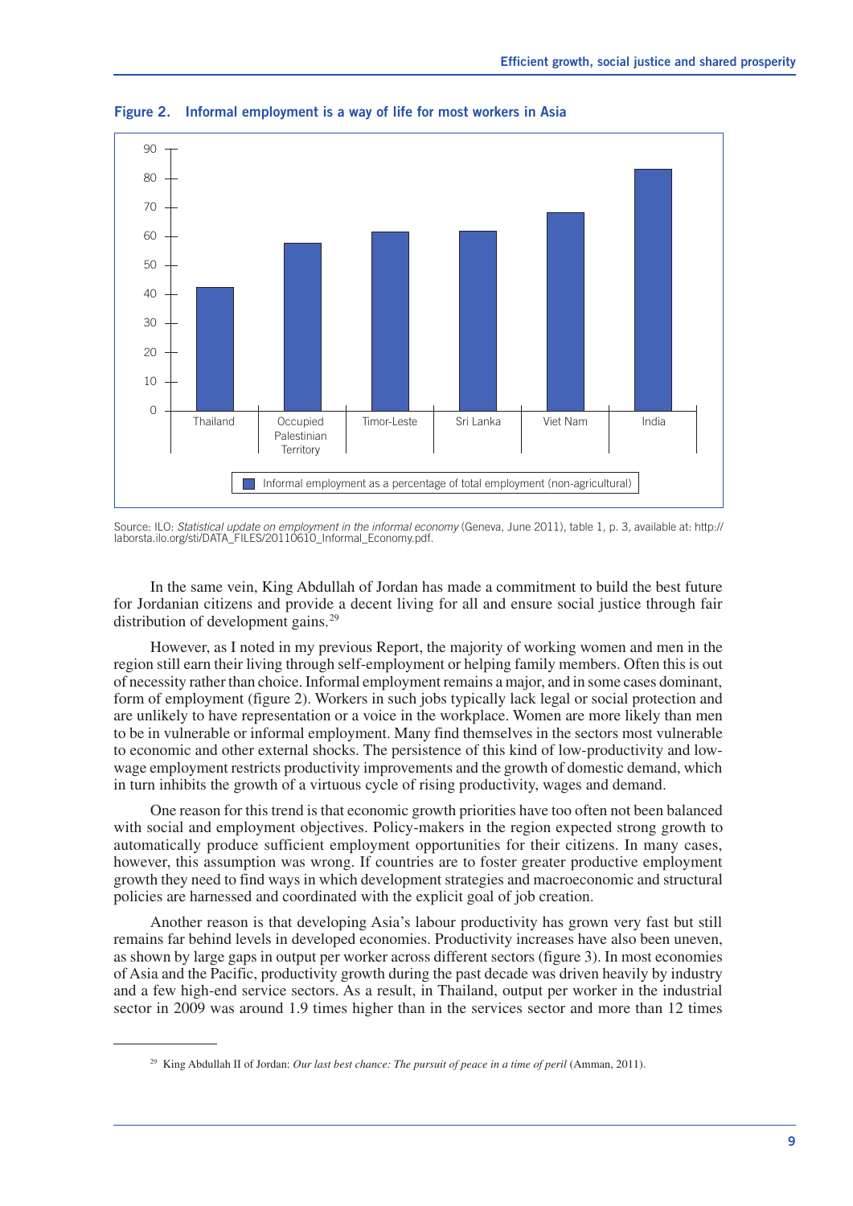**Figure 2. Informal employment is a way of life for most workers in Asia**

Source: ILO: *Statistical update on employment in the informal economy* (Geneva, June 2011), table 1, p. 3, available at: http://laborsta.ilo.org/sti/DATA_FILES/20110610_Informal_Economy.pdf.

In the same vein, King Abdullah of Jordan has made a commitment to build the best future for Jordanian citizens and provide a decent living for all and ensure social justice through fair distribution of development gains.[29]

However, as I noted in my previous Report, the majority of working women and men in the region still earn their living through self-employment or helping family members. Often this is out of necessity rather than choice. Informal employment remains a major, and in some cases dominant, form of employment (figure 2). Workers in such jobs typically lack legal or social protection and are unlikely to have representation or a voice in the workplace. Women are more likely than men to be in vulnerable or informal employment. Many find themselves in the sectors most vulnerable to economic and other external shocks. The persistence of this kind of low-productivity and low-wage employment restricts productivity improvements and the growth of domestic demand, which in turn inhibits the growth of a virtuous cycle of rising productivity, wages and demand.

One reason for this trend is that economic growth priorities have too often not been balanced with social and employment objectives. Policy-makers in the region expected strong growth to automatically produce sufficient employment opportunities for their citizens. In many cases, however, this assumption was wrong. If countries are to foster greater productive employment growth they need to find ways in which development strategies and macroeconomic and structural policies are harnessed and coordinated with the explicit goal of job creation.

Another reason is that developing Asia's labour productivity has grown very fast but still remains far behind levels in developed economies. Productivity increases have also been uneven, as shown by large gaps in output per worker across different sectors (figure 3). In most economies of Asia and the Pacific, productivity growth during the past decade was driven heavily by industry and a few high-end service sectors. As a result, in Thailand, output per worker in the industrial sector in 2009 was around 1.9 times higher than in the services sector and more than 12 times

---

[29] King Abdullah II of Jordan: *Our last best chance: The pursuit of peace in a time of peril* (Amman, 2011).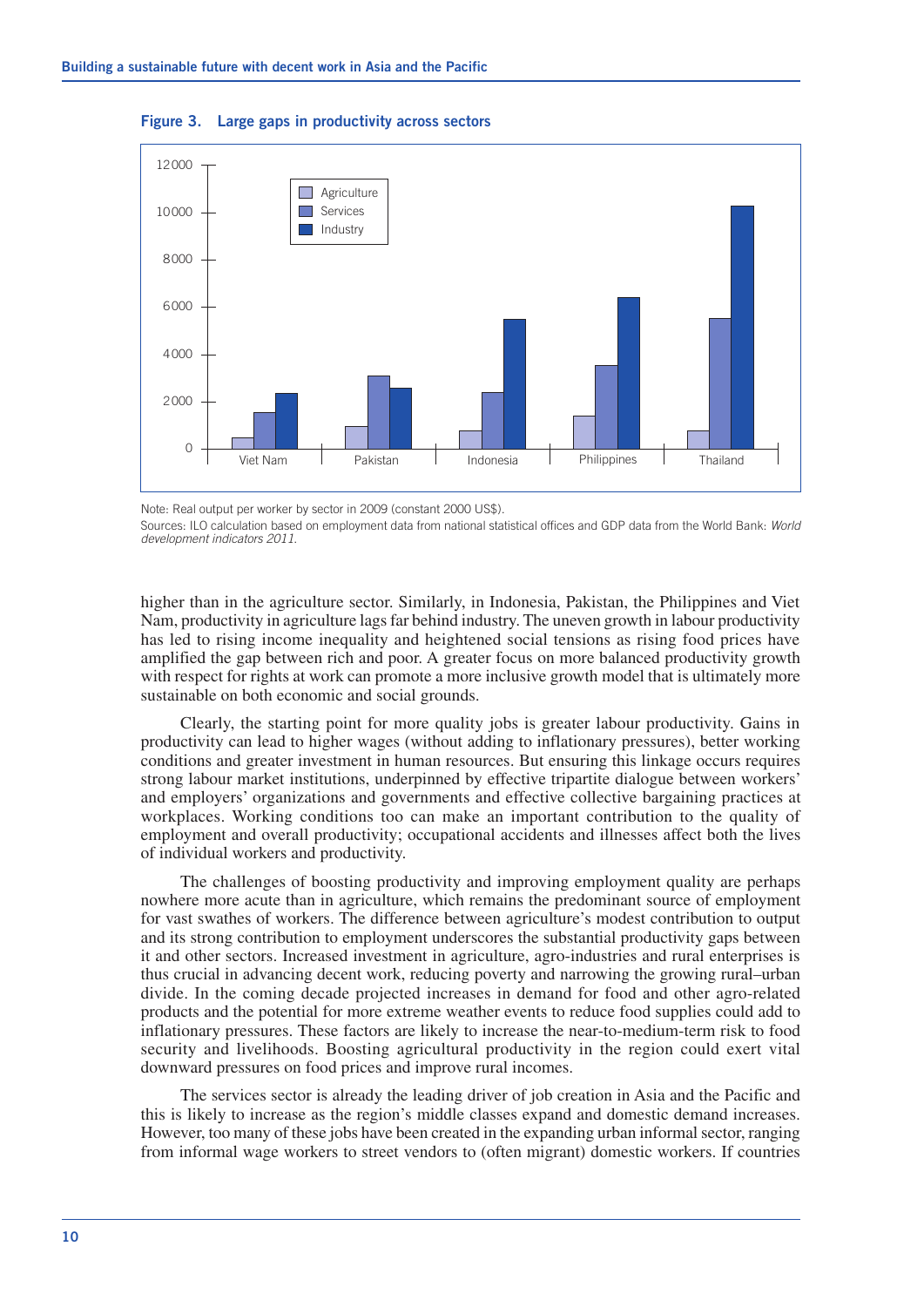**Figure 3. Large gaps in productivity across sectors**

Note: Real output per worker by sector in 2009 (constant 2000 US$).

Sources: ILO calculation based on employment data from national statistical offices and GDP data from the World Bank: *World development indicators 2011*.

higher than in the agriculture sector. Similarly, in Indonesia, Pakistan, the Philippines and Viet Nam, productivity in agriculture lags far behind industry. The uneven growth in labour productivity has led to rising income inequality and heightened social tensions as rising food prices have amplified the gap between rich and poor. A greater focus on more balanced productivity growth with respect for rights at work can promote a more inclusive growth model that is ultimately more sustainable on both economic and social grounds.

Clearly, the starting point for more quality jobs is greater labour productivity. Gains in productivity can lead to higher wages (without adding to inflationary pressures), better working conditions and greater investment in human resources. But ensuring this linkage occurs requires strong labour market institutions, underpinned by effective tripartite dialogue between workers' and employers' organizations and governments and effective collective bargaining practices at workplaces. Working conditions too can make an important contribution to the quality of employment and overall productivity; occupational accidents and illnesses affect both the lives of individual workers and productivity.

The challenges of boosting productivity and improving employment quality are perhaps nowhere more acute than in agriculture, which remains the predominant source of employment for vast swathes of workers. The difference between agriculture's modest contribution to output and its strong contribution to employment underscores the substantial productivity gaps between it and other sectors. Increased investment in agriculture, agro-industries and rural enterprises is thus crucial in advancing decent work, reducing poverty and narrowing the growing rural–urban divide. In the coming decade projected increases in demand for food and other agro-related products and the potential for more extreme weather events to reduce food supplies could add to inflationary pressures. These factors are likely to increase the near-to-medium-term risk to food security and livelihoods. Boosting agricultural productivity in the region could exert vital downward pressures on food prices and improve rural incomes.

The services sector is already the leading driver of job creation in Asia and the Pacific and this is likely to increase as the region's middle classes expand and domestic demand increases. However, too many of these jobs have been created in the expanding urban informal sector, ranging from informal wage workers to street vendors to (often migrant) domestic workers. If countries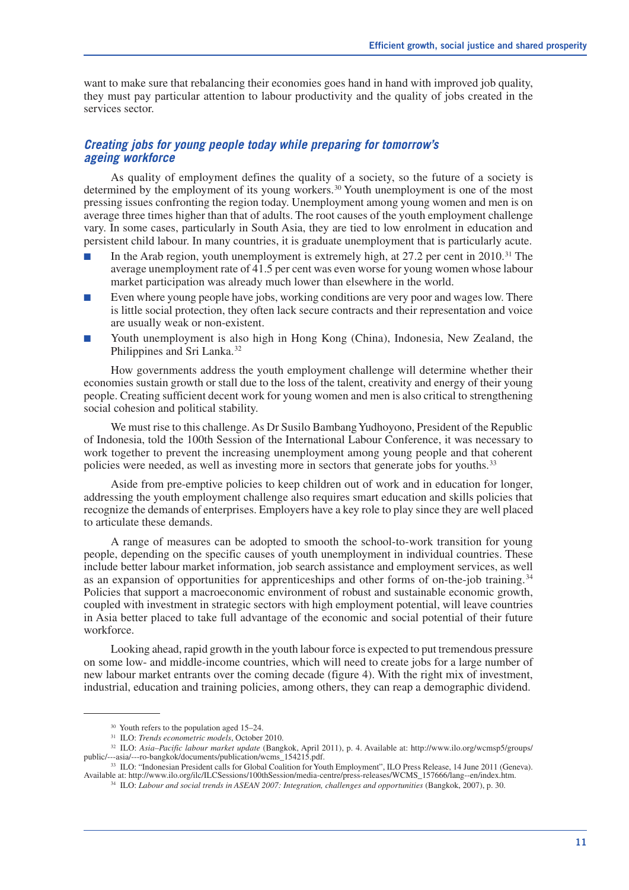want to make sure that rebalancing their economies goes hand in hand with improved job quality, they must pay particular attention to labour productivity and the quality of jobs created in the services sector.

### *Creating jobs for young people today while preparing for tomorrow's ageing workforce*

As quality of employment defines the quality of a society, so the future of a society is determined by the employment of its young workers.[30] Youth unemployment is one of the most pressing issues confronting the region today. Unemployment among young women and men is on average three times higher than that of adults. The root causes of the youth employment challenge vary. In some cases, particularly in South Asia, they are tied to low enrolment in education and persistent child labour. In many countries, it is graduate unemployment that is particularly acute.

- In the Arab region, youth unemployment is extremely high, at 27.2 per cent in 2010.[31] The average unemployment rate of 41.5 per cent was even worse for young women whose labour market participation was already much lower than elsewhere in the world.
- Even where young people have jobs, working conditions are very poor and wages low. There is little social protection, they often lack secure contracts and their representation and voice are usually weak or non-existent.
- Youth unemployment is also high in Hong Kong (China), Indonesia, New Zealand, the Philippines and Sri Lanka.[32]

How governments address the youth employment challenge will determine whether their economies sustain growth or stall due to the loss of the talent, creativity and energy of their young people. Creating sufficient decent work for young women and men is also critical to strengthening social cohesion and political stability.

We must rise to this challenge. As Dr Susilo Bambang Yudhoyono, President of the Republic of Indonesia, told the 100th Session of the International Labour Conference, it was necessary to work together to prevent the increasing unemployment among young people and that coherent policies were needed, as well as investing more in sectors that generate jobs for youths.[33]

Aside from pre-emptive policies to keep children out of work and in education for longer, addressing the youth employment challenge also requires smart education and skills policies that recognize the demands of enterprises. Employers have a key role to play since they are well placed to articulate these demands.

A range of measures can be adopted to smooth the school-to-work transition for young people, depending on the specific causes of youth unemployment in individual countries. These include better labour market information, job search assistance and employment services, as well as an expansion of opportunities for apprenticeships and other forms of on-the-job training.[34] Policies that support a macroeconomic environment of robust and sustainable economic growth, coupled with investment in strategic sectors with high employment potential, will leave countries in Asia better placed to take full advantage of the economic and social potential of their future workforce.

Looking ahead, rapid growth in the youth labour force is expected to put tremendous pressure on some low- and middle-income countries, which will need to create jobs for a large number of new labour market entrants over the coming decade (figure 4). With the right mix of investment, industrial, education and training policies, among others, they can reap a demographic dividend.

---

[30] Youth refers to the population aged 15–24.

[31] ILO: *Trends econometric models*, October 2010.

[32] ILO: *Asia–Pacific labour market update* (Bangkok, April 2011), p. 4. Available at: http://www.ilo.org/wcmsp5/groups/public/---asia/---ro-bangkok/documents/publication/wcms_154215.pdf.

[33] ILO: "Indonesian President calls for Global Coalition for Youth Employment", ILO Press Release, 14 June 2011 (Geneva). Available at: http://www.ilo.org/ilc/ILCSessions/100thSession/media-centre/press-releases/WCMS_157666/lang--en/index.htm.

[34] ILO: *Labour and social trends in ASEAN 2007: Integration, challenges and opportunities* (Bangkok, 2007), p. 30.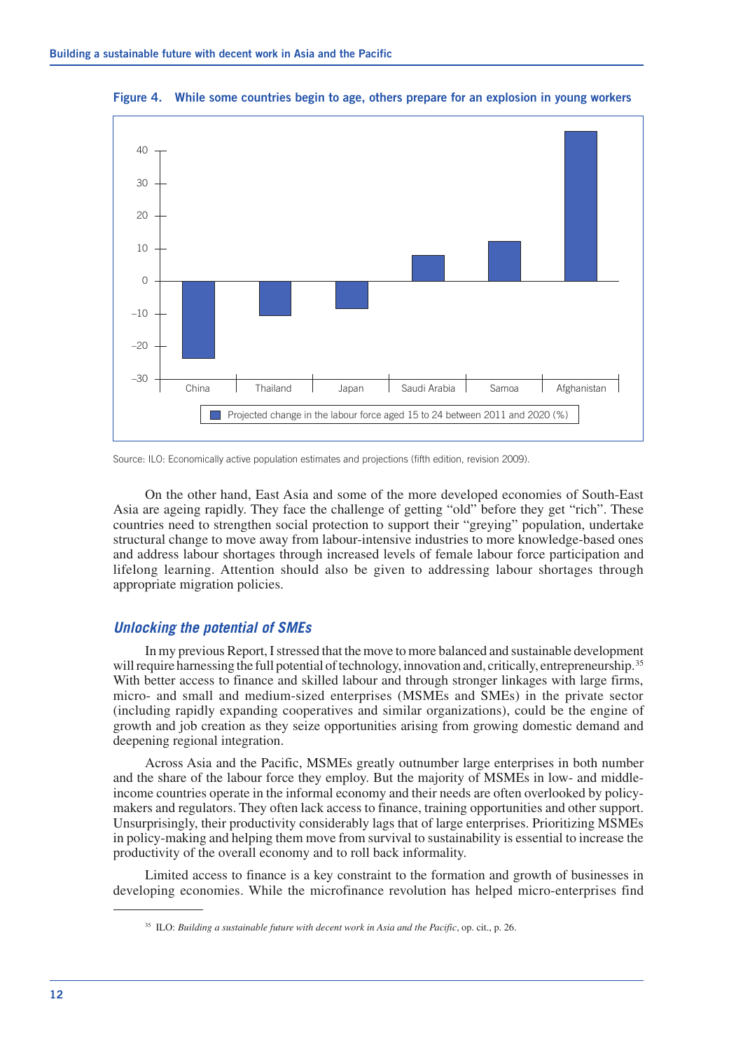**Figure 4. While some countries begin to age, others prepare for an explosion in young workers**

Projected change in the labour force aged 15 to 24 between 2011 and 2020 (%)

Source: ILO: Economically active population estimates and projections (fifth edition, revision 2009).

On the other hand, East Asia and some of the more developed economies of South-East Asia are ageing rapidly. They face the challenge of getting "old" before they get "rich". These countries need to strengthen social protection to support their "greying" population, undertake structural change to move away from labour-intensive industries to more knowledge-based ones and address labour shortages through increased levels of female labour force participation and lifelong learning. Attention should also be given to addressing labour shortages through appropriate migration policies.

### *Unlocking the potential of SMEs*

In my previous Report, I stressed that the move to more balanced and sustainable development will require harnessing the full potential of technology, innovation and, critically, entrepreneurship.[35] With better access to finance and skilled labour and through stronger linkages with large firms, micro- and small and medium-sized enterprises (MSMEs and SMEs) in the private sector (including rapidly expanding cooperatives and similar organizations), could be the engine of growth and job creation as they seize opportunities arising from growing domestic demand and deepening regional integration.

Across Asia and the Pacific, MSMEs greatly outnumber large enterprises in both number and the share of the labour force they employ. But the majority of MSMEs in low- and middle-income countries operate in the informal economy and their needs are often overlooked by policy-makers and regulators. They often lack access to finance, training opportunities and other support. Unsurprisingly, their productivity considerably lags that of large enterprises. Prioritizing MSMEs in policy-making and helping them move from survival to sustainability is essential to increase the productivity of the overall economy and to roll back informality.

Limited access to finance is a key constraint to the formation and growth of businesses in developing economies. While the microfinance revolution has helped micro-enterprises find

---

[35] ILO: *Building a sustainable future with decent work in Asia and the Pacific*, op. cit., p. 26.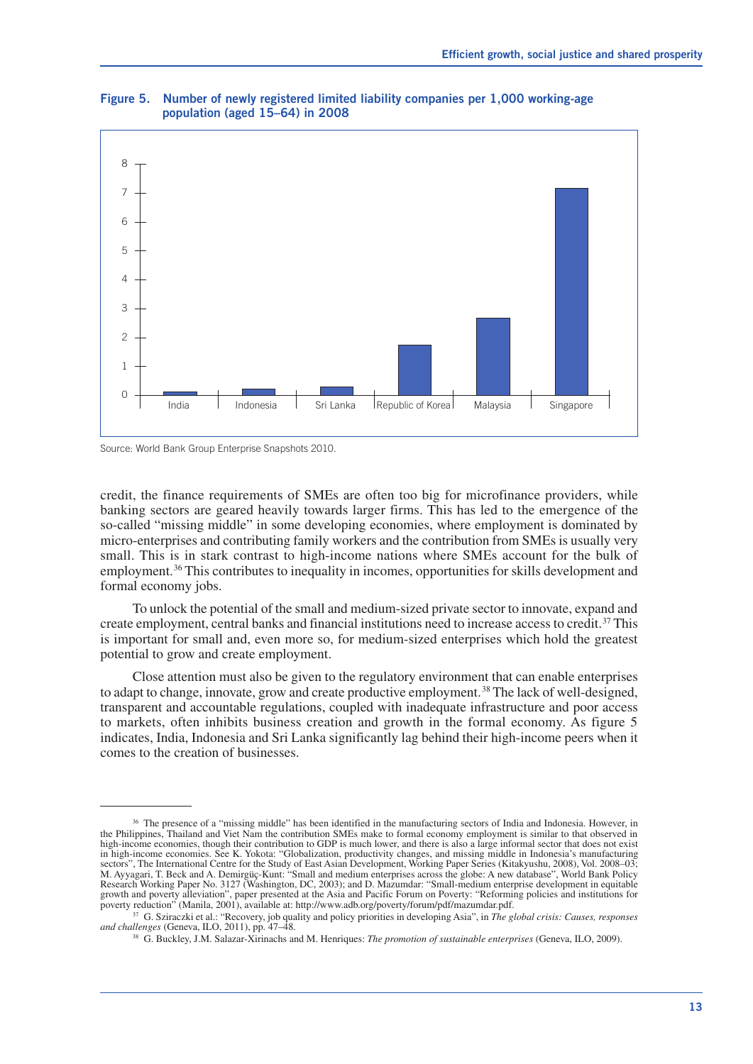**Figure 5. Number of newly registered limited liability companies per 1,000 working-age population (aged 15–64) in 2008**

Source: World Bank Group Enterprise Snapshots 2010.

credit, the finance requirements of SMEs are often too big for microfinance providers, while banking sectors are geared heavily towards larger firms. This has led to the emergence of the so-called "missing middle" in some developing economies, where employment is dominated by micro-enterprises and contributing family workers and the contribution from SMEs is usually very small. This is in stark contrast to high-income nations where SMEs account for the bulk of employment.[36] This contributes to inequality in incomes, opportunities for skills development and formal economy jobs.

To unlock the potential of the small and medium-sized private sector to innovate, expand and create employment, central banks and financial institutions need to increase access to credit.[37] This is important for small and, even more so, for medium-sized enterprises which hold the greatest potential to grow and create employment.

Close attention must also be given to the regulatory environment that can enable enterprises to adapt to change, innovate, grow and create productive employment.[38] The lack of well-designed, transparent and accountable regulations, coupled with inadequate infrastructure and poor access to markets, often inhibits business creation and growth in the formal economy. As figure 5 indicates, India, Indonesia and Sri Lanka significantly lag behind their high-income peers when it comes to the creation of businesses.

---

[36] The presence of a "missing middle" has been identified in the manufacturing sectors of India and Indonesia. However, in the Philippines, Thailand and Viet Nam the contribution SMEs make to formal economy employment is similar to that observed in high-income economies, though their contribution to GDP is much lower, and there is also a large informal sector that does not exist in high-income economies. See K. Yokota: "Globalization, productivity changes, and missing middle in Indonesia's manufacturing sectors", The International Centre for the Study of East Asian Development, Working Paper Series (Kitakyushu, 2008), Vol. 2008–03; M. Ayyagari, T. Beck and A. Demirgüç-Kunt: "Small and medium enterprises across the globe: A new database", World Bank Policy Research Working Paper No. 3127 (Washington, DC, 2003); and D. Mazumdar: "Small-medium enterprise development in equitable growth and poverty alleviation", paper presented at the Asia and Pacific Forum on Poverty: "Reforming policies and institutions for poverty reduction" (Manila, 2001), available at: http://www.adb.org/poverty/forum/pdf/mazumdar.pdf.

[37] G. Sziraczki et al.: "Recovery, job quality and policy priorities in developing Asia", in *The global crisis: Causes, responses and challenges* (Geneva, ILO, 2011), pp. 47–48.

[38] G. Buckley, J.M. Salazar-Xirinachs and M. Henriques: *The promotion of sustainable enterprises* (Geneva, ILO, 2009).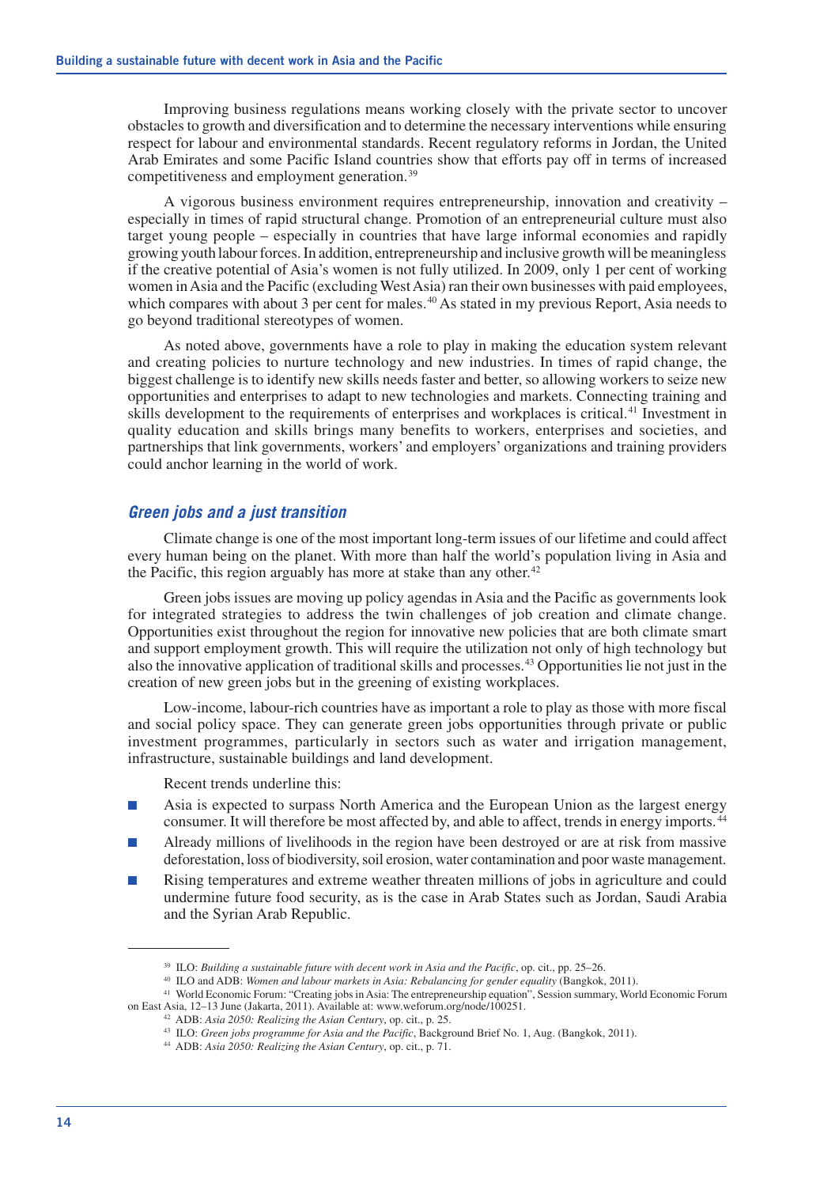Improving business regulations means working closely with the private sector to uncover obstacles to growth and diversification and to determine the necessary interventions while ensuring respect for labour and environmental standards. Recent regulatory reforms in Jordan, the United Arab Emirates and some Pacific Island countries show that efforts pay off in terms of increased competitiveness and employment generation.[39]

A vigorous business environment requires entrepreneurship, innovation and creativity – especially in times of rapid structural change. Promotion of an entrepreneurial culture must also target young people – especially in countries that have large informal economies and rapidly growing youth labour forces. In addition, entrepreneurship and inclusive growth will be meaningless if the creative potential of Asia's women is not fully utilized. In 2009, only 1 per cent of working women in Asia and the Pacific (excluding West Asia) ran their own businesses with paid employees, which compares with about 3 per cent for males.[40] As stated in my previous Report, Asia needs to go beyond traditional stereotypes of women.

As noted above, governments have a role to play in making the education system relevant and creating policies to nurture technology and new industries. In times of rapid change, the biggest challenge is to identify new skills needs faster and better, so allowing workers to seize new opportunities and enterprises to adapt to new technologies and markets. Connecting training and skills development to the requirements of enterprises and workplaces is critical.[41] Investment in quality education and skills brings many benefits to workers, enterprises and societies, and partnerships that link governments, workers' and employers' organizations and training providers could anchor learning in the world of work.

### *Green jobs and a just transition*

Climate change is one of the most important long-term issues of our lifetime and could affect every human being on the planet. With more than half the world's population living in Asia and the Pacific, this region arguably has more at stake than any other.[42]

Green jobs issues are moving up policy agendas in Asia and the Pacific as governments look for integrated strategies to address the twin challenges of job creation and climate change. Opportunities exist throughout the region for innovative new policies that are both climate smart and support employment growth. This will require the utilization not only of high technology but also the innovative application of traditional skills and processes.[43] Opportunities lie not just in the creation of new green jobs but in the greening of existing workplaces.

Low-income, labour-rich countries have as important a role to play as those with more fiscal and social policy space. They can generate green jobs opportunities through private or public investment programmes, particularly in sectors such as water and irrigation management, infrastructure, sustainable buildings and land development.

Recent trends underline this:

- Asia is expected to surpass North America and the European Union as the largest energy consumer. It will therefore be most affected by, and able to affect, trends in energy imports.[44]
- Already millions of livelihoods in the region have been destroyed or are at risk from massive deforestation, loss of biodiversity, soil erosion, water contamination and poor waste management.
- Rising temperatures and extreme weather threaten millions of jobs in agriculture and could undermine future food security, as is the case in Arab States such as Jordan, Saudi Arabia and the Syrian Arab Republic.

---

[39] ILO: *Building a sustainable future with decent work in Asia and the Pacific*, op. cit., pp. 25–26.

[40] ILO and ADB: *Women and labour markets in Asia: Rebalancing for gender equality* (Bangkok, 2011).

[41] World Economic Forum: "Creating jobs in Asia: The entrepreneurship equation", Session summary, World Economic Forum on East Asia, 12–13 June (Jakarta, 2011). Available at: www.weforum.org/node/100251.

[42] ADB: *Asia 2050: Realizing the Asian Century*, op. cit., p. 25.

[43] ILO: *Green jobs programme for Asia and the Pacific*, Background Brief No. 1, Aug. (Bangkok, 2011).

[44] ADB: *Asia 2050: Realizing the Asian Century*, op. cit., p. 71.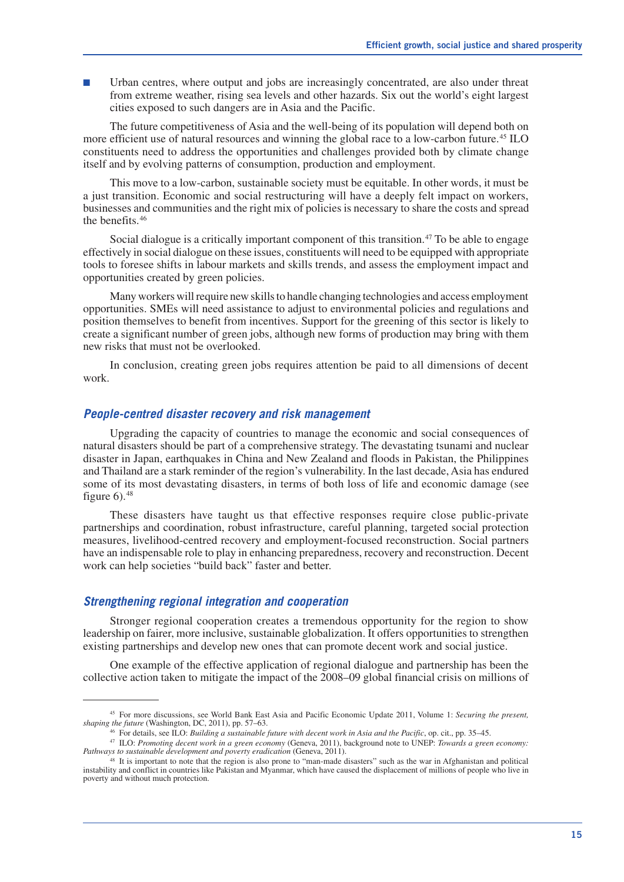- Urban centres, where output and jobs are increasingly concentrated, are also under threat from extreme weather, rising sea levels and other hazards. Six out the world's eight largest cities exposed to such dangers are in Asia and the Pacific.

The future competitiveness of Asia and the well-being of its population will depend both on more efficient use of natural resources and winning the global race to a low-carbon future.[45] ILO constituents need to address the opportunities and challenges provided both by climate change itself and by evolving patterns of consumption, production and employment.

This move to a low-carbon, sustainable society must be equitable. In other words, it must be a just transition. Economic and social restructuring will have a deeply felt impact on workers, businesses and communities and the right mix of policies is necessary to share the costs and spread the benefits.[46]

Social dialogue is a critically important component of this transition.[47] To be able to engage effectively in social dialogue on these issues, constituents will need to be equipped with appropriate tools to foresee shifts in labour markets and skills trends, and assess the employment impact and opportunities created by green policies.

Many workers will require new skills to handle changing technologies and access employment opportunities. SMEs will need assistance to adjust to environmental policies and regulations and position themselves to benefit from incentives. Support for the greening of this sector is likely to create a significant number of green jobs, although new forms of production may bring with them new risks that must not be overlooked.

In conclusion, creating green jobs requires attention be paid to all dimensions of decent work.

### *People-centred disaster recovery and risk management*

Upgrading the capacity of countries to manage the economic and social consequences of natural disasters should be part of a comprehensive strategy. The devastating tsunami and nuclear disaster in Japan, earthquakes in China and New Zealand and floods in Pakistan, the Philippines and Thailand are a stark reminder of the region's vulnerability. In the last decade, Asia has endured some of its most devastating disasters, in terms of both loss of life and economic damage (see figure 6).[48]

These disasters have taught us that effective responses require close public-private partnerships and coordination, robust infrastructure, careful planning, targeted social protection measures, livelihood-centred recovery and employment-focused reconstruction. Social partners have an indispensable role to play in enhancing preparedness, recovery and reconstruction. Decent work can help societies "build back" faster and better.

### *Strengthening regional integration and cooperation*

Stronger regional cooperation creates a tremendous opportunity for the region to show leadership on fairer, more inclusive, sustainable globalization. It offers opportunities to strengthen existing partnerships and develop new ones that can promote decent work and social justice.

One example of the effective application of regional dialogue and partnership has been the collective action taken to mitigate the impact of the 2008–09 global financial crisis on millions of

---

[45] For more discussions, see World Bank East Asia and Pacific Economic Update 2011, Volume 1: *Securing the present, shaping the future* (Washington, DC, 2011), pp. 57–63.

[46] For details, see ILO: *Building a sustainable future with decent work in Asia and the Pacific*, op. cit., pp. 35–45.

[47] ILO: *Promoting decent work in a green economy* (Geneva, 2011), background note to UNEP: *Towards a green economy: Pathways to sustainable development and poverty eradication* (Geneva, 2011).

[48] It is important to note that the region is also prone to "man-made disasters" such as the war in Afghanistan and political instability and conflict in countries like Pakistan and Myanmar, which have caused the displacement of millions of people who live in poverty and without much protection.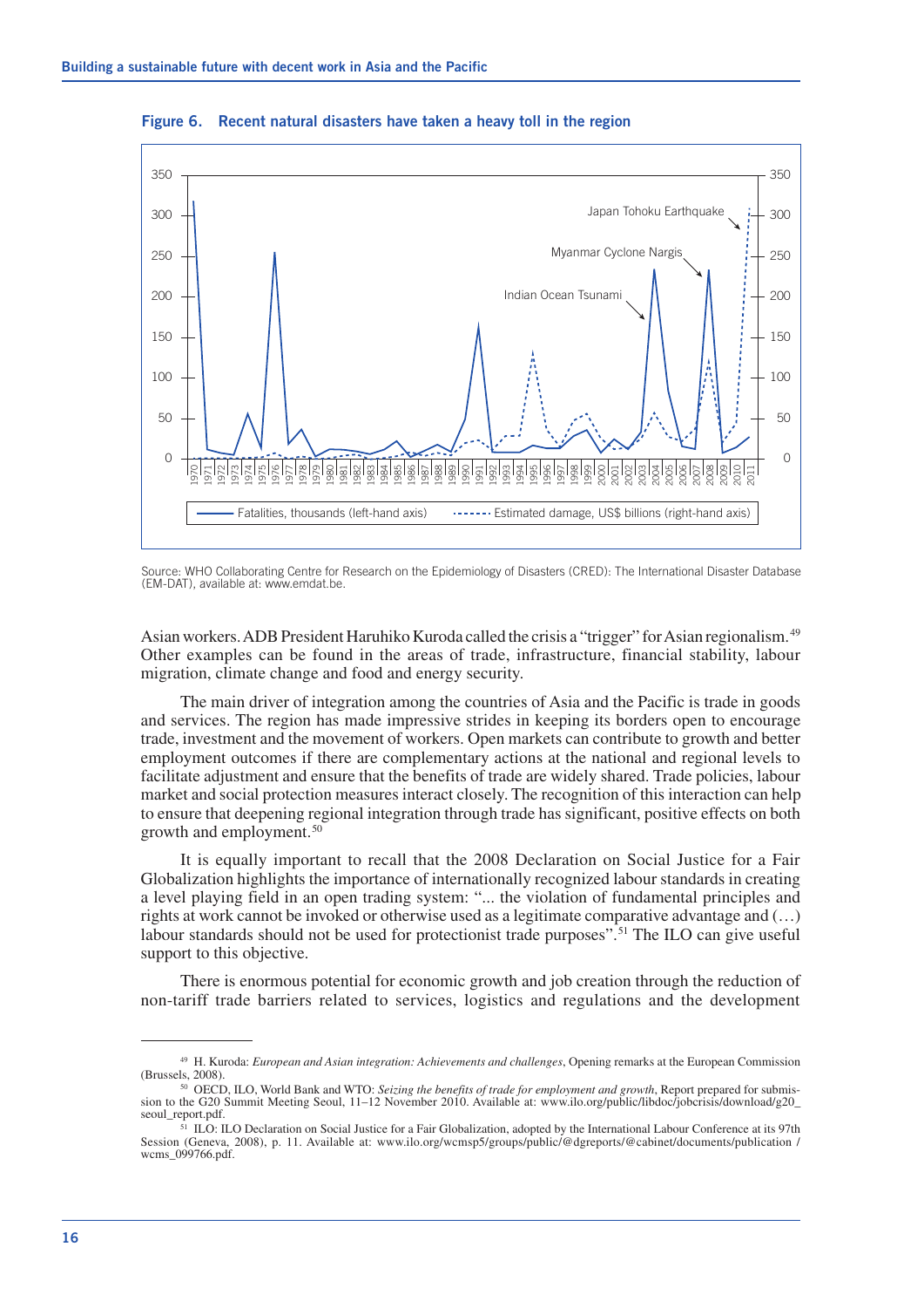**Figure 6. Recent natural disasters have taken a heavy toll in the region**

Source: WHO Collaborating Centre for Research on the Epidemiology of Disasters (CRED): The International Disaster Database (EM-DAT), available at: www.emdat.be.

Asian workers. ADB President Haruhiko Kuroda called the crisis a "trigger" for Asian regionalism.[49] Other examples can be found in the areas of trade, infrastructure, financial stability, labour migration, climate change and food and energy security.

The main driver of integration among the countries of Asia and the Pacific is trade in goods and services. The region has made impressive strides in keeping its borders open to encourage trade, investment and the movement of workers. Open markets can contribute to growth and better employment outcomes if there are complementary actions at the national and regional levels to facilitate adjustment and ensure that the benefits of trade are widely shared. Trade policies, labour market and social protection measures interact closely. The recognition of this interaction can help to ensure that deepening regional integration through trade has significant, positive effects on both growth and employment.[50]

It is equally important to recall that the 2008 Declaration on Social Justice for a Fair Globalization highlights the importance of internationally recognized labour standards in creating a level playing field in an open trading system: "... the violation of fundamental principles and rights at work cannot be invoked or otherwise used as a legitimate comparative advantage and (…) labour standards should not be used for protectionist trade purposes".[51] The ILO can give useful support to this objective.

There is enormous potential for economic growth and job creation through the reduction of non-tariff trade barriers related to services, logistics and regulations and the development

---

[49] H. Kuroda: *European and Asian integration: Achievements and challenges*, Opening remarks at the European Commission (Brussels, 2008).

[50] OECD, ILO, World Bank and WTO: *Seizing the benefits of trade for employment and growth*, Report prepared for submission to the G20 Summit Meeting Seoul, 11–12 November 2010. Available at: www.ilo.org/public/libdoc/jobcrisis/download/g20_seoul_report.pdf.

[51] ILO: ILO Declaration on Social Justice for a Fair Globalization, adopted by the International Labour Conference at its 97th Session (Geneva, 2008), p. 11. Available at: www.ilo.org/wcmsp5/groups/public/@dgreports/@cabinet/documents/publication / wcms_099766.pdf.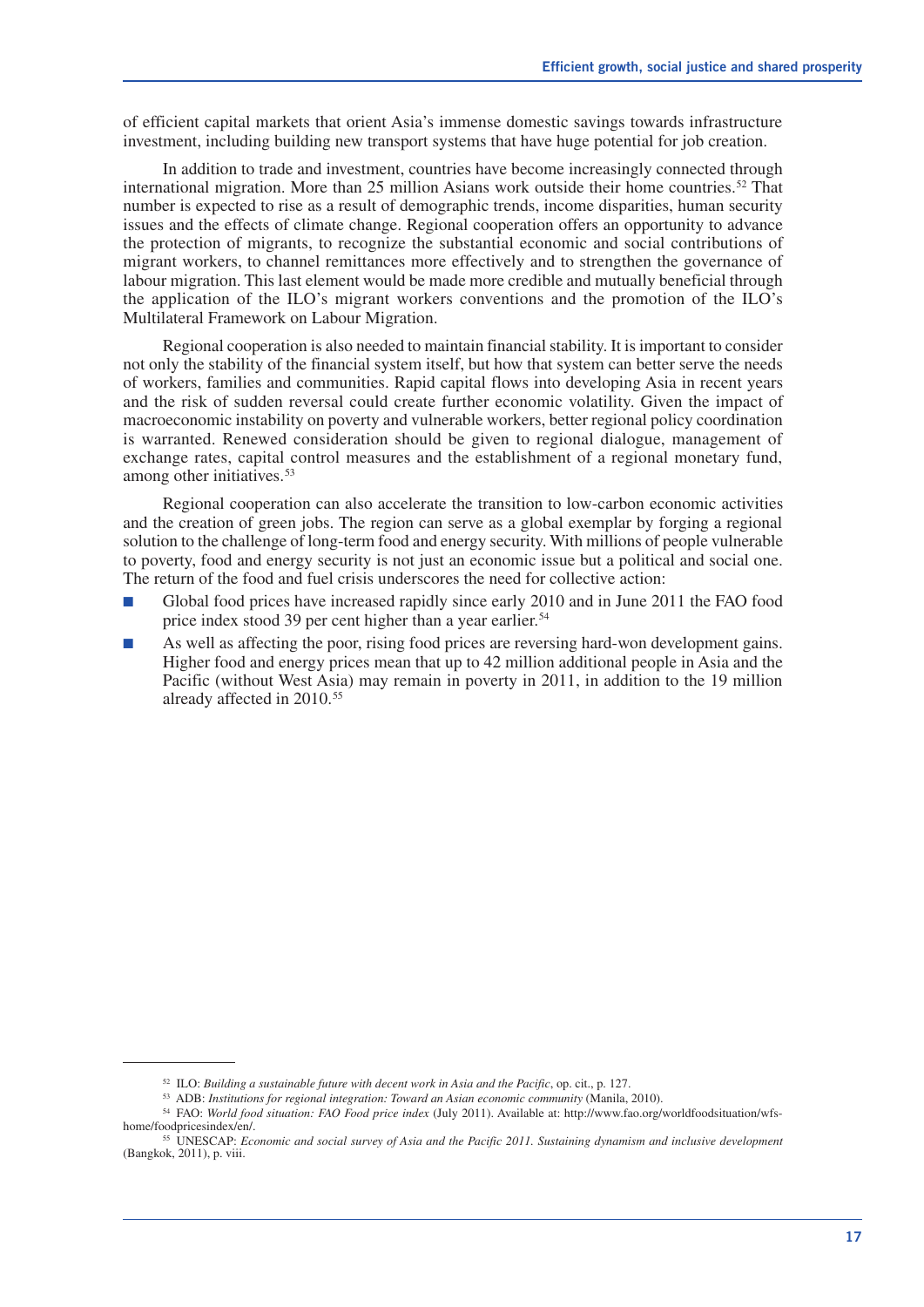of efficient capital markets that orient Asia's immense domestic savings towards infrastructure investment, including building new transport systems that have huge potential for job creation.

In addition to trade and investment, countries have become increasingly connected through international migration. More than 25 million Asians work outside their home countries.[52] That number is expected to rise as a result of demographic trends, income disparities, human security issues and the effects of climate change. Regional cooperation offers an opportunity to advance the protection of migrants, to recognize the substantial economic and social contributions of migrant workers, to channel remittances more effectively and to strengthen the governance of labour migration. This last element would be made more credible and mutually beneficial through the application of the ILO's migrant workers conventions and the promotion of the ILO's Multilateral Framework on Labour Migration.

Regional cooperation is also needed to maintain financial stability. It is important to consider not only the stability of the financial system itself, but how that system can better serve the needs of workers, families and communities. Rapid capital flows into developing Asia in recent years and the risk of sudden reversal could create further economic volatility. Given the impact of macroeconomic instability on poverty and vulnerable workers, better regional policy coordination is warranted. Renewed consideration should be given to regional dialogue, management of exchange rates, capital control measures and the establishment of a regional monetary fund, among other initiatives.[53]

Regional cooperation can also accelerate the transition to low-carbon economic activities and the creation of green jobs. The region can serve as a global exemplar by forging a regional solution to the challenge of long-term food and energy security. With millions of people vulnerable to poverty, food and energy security is not just an economic issue but a political and social one. The return of the food and fuel crisis underscores the need for collective action:

- Global food prices have increased rapidly since early 2010 and in June 2011 the FAO food price index stood 39 per cent higher than a year earlier.[54]
- As well as affecting the poor, rising food prices are reversing hard-won development gains. Higher food and energy prices mean that up to 42 million additional people in Asia and the Pacific (without West Asia) may remain in poverty in 2011, in addition to the 19 million already affected in 2010.[55]

---

[52] ILO: *Building a sustainable future with decent work in Asia and the Pacific*, op. cit., p. 127.

[53] ADB: *Institutions for regional integration: Toward an Asian economic community* (Manila, 2010).

[54] FAO: *World food situation: FAO Food price index* (July 2011). Available at: http://www.fao.org/worldfoodsituation/wfs-home/foodpricesindex/en/.

[55] UNESCAP: *Economic and social survey of Asia and the Pacific 2011. Sustaining dynamism and inclusive development* (Bangkok, 2011), p. viii.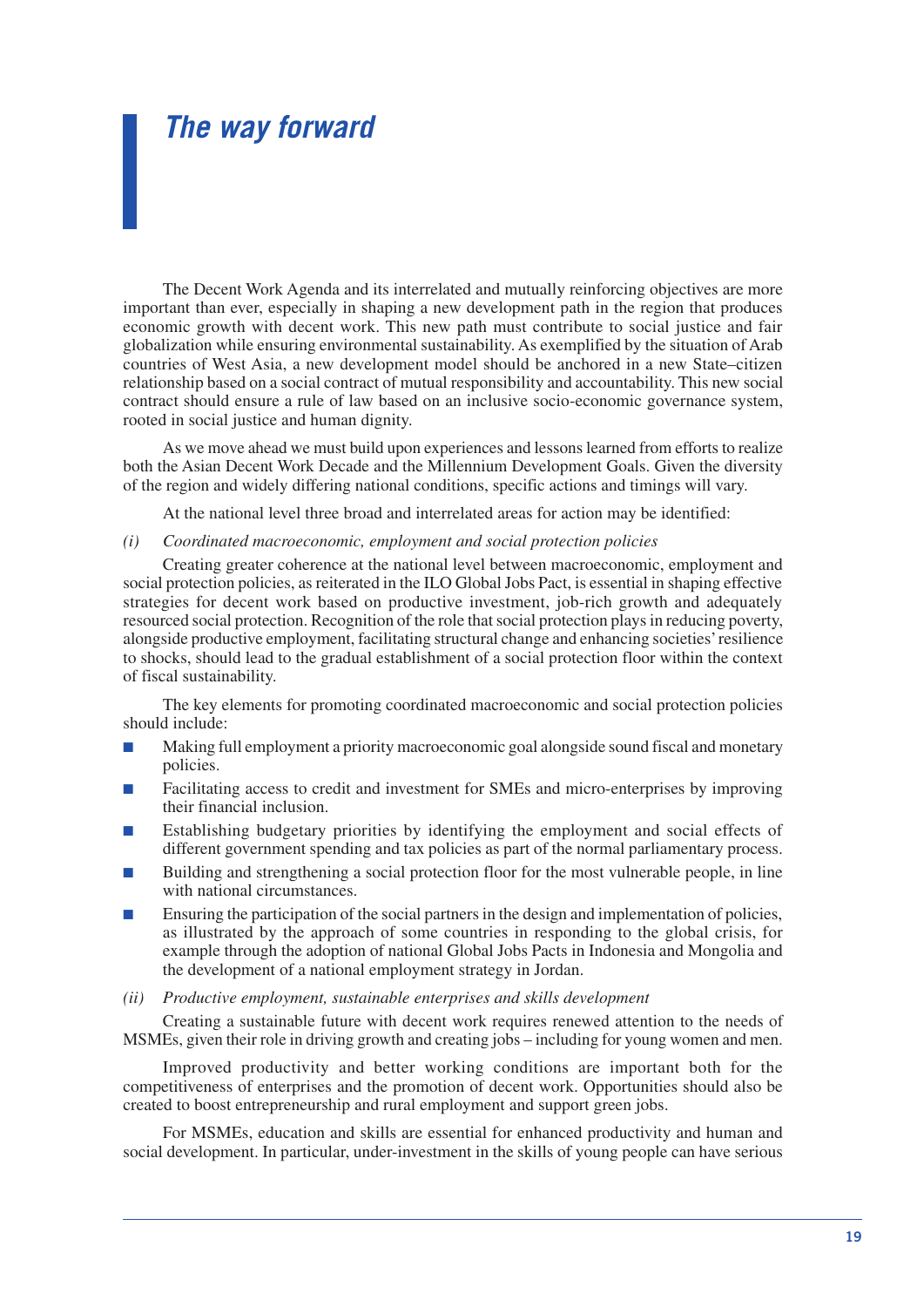# *The way forward*

The Decent Work Agenda and its interrelated and mutually reinforcing objectives are more important than ever, especially in shaping a new development path in the region that produces economic growth with decent work. This new path must contribute to social justice and fair globalization while ensuring environmental sustainability. As exemplified by the situation of Arab countries of West Asia, a new development model should be anchored in a new State–citizen relationship based on a social contract of mutual responsibility and accountability. This new social contract should ensure a rule of law based on an inclusive socio-economic governance system, rooted in social justice and human dignity.

As we move ahead we must build upon experiences and lessons learned from efforts to realize both the Asian Decent Work Decade and the Millennium Development Goals. Given the diversity of the region and widely differing national conditions, specific actions and timings will vary.

At the national level three broad and interrelated areas for action may be identified:

*(i) Coordinated macroeconomic, employment and social protection policies*

Creating greater coherence at the national level between macroeconomic, employment and social protection policies, as reiterated in the ILO Global Jobs Pact, is essential in shaping effective strategies for decent work based on productive investment, job-rich growth and adequately resourced social protection. Recognition of the role that social protection plays in reducing poverty, alongside productive employment, facilitating structural change and enhancing societies' resilience to shocks, should lead to the gradual establishment of a social protection floor within the context of fiscal sustainability.

The key elements for promoting coordinated macroeconomic and social protection policies should include:

- Making full employment a priority macroeconomic goal alongside sound fiscal and monetary policies.
- Facilitating access to credit and investment for SMEs and micro-enterprises by improving their financial inclusion.
- Establishing budgetary priorities by identifying the employment and social effects of different government spending and tax policies as part of the normal parliamentary process.
- Building and strengthening a social protection floor for the most vulnerable people, in line with national circumstances.
- Ensuring the participation of the social partners in the design and implementation of policies, as illustrated by the approach of some countries in responding to the global crisis, for example through the adoption of national Global Jobs Pacts in Indonesia and Mongolia and the development of a national employment strategy in Jordan.

*(ii) Productive employment, sustainable enterprises and skills development*

Creating a sustainable future with decent work requires renewed attention to the needs of MSMEs, given their role in driving growth and creating jobs – including for young women and men.

Improved productivity and better working conditions are important both for the competitiveness of enterprises and the promotion of decent work. Opportunities should also be created to boost entrepreneurship and rural employment and support green jobs.

For MSMEs, education and skills are essential for enhanced productivity and human and social development. In particular, under-investment in the skills of young people can have serious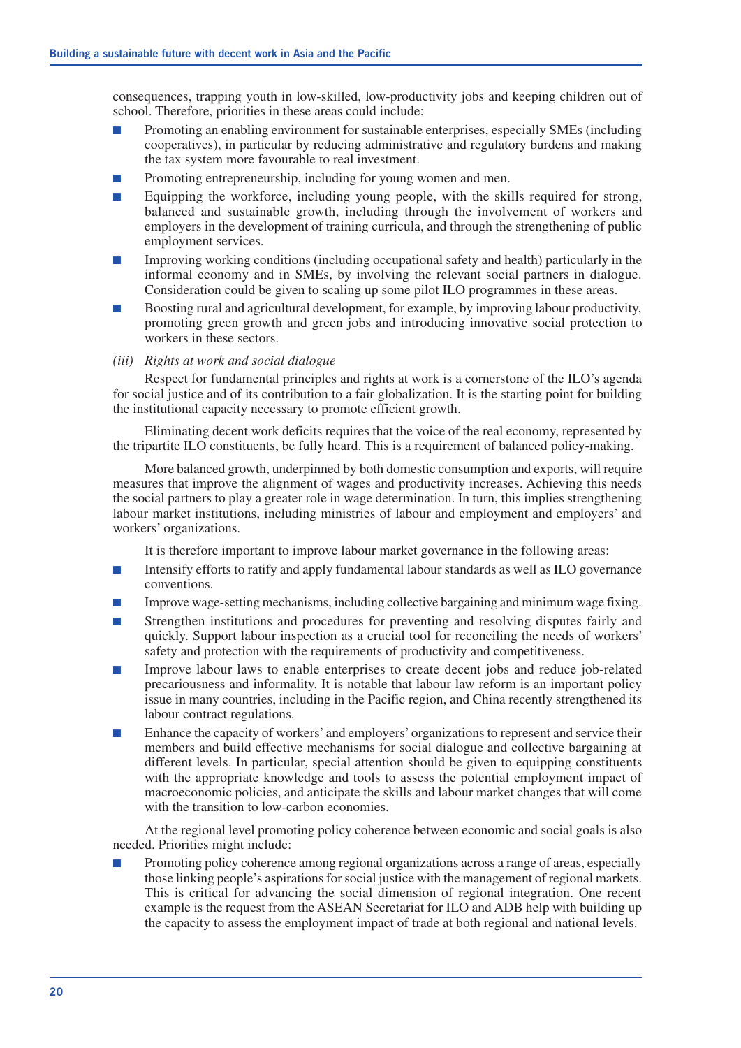consequences, trapping youth in low-skilled, low-productivity jobs and keeping children out of school. Therefore, priorities in these areas could include:

- Promoting an enabling environment for sustainable enterprises, especially SMEs (including cooperatives), in particular by reducing administrative and regulatory burdens and making the tax system more favourable to real investment.
- Promoting entrepreneurship, including for young women and men.
- Equipping the workforce, including young people, with the skills required for strong, balanced and sustainable growth, including through the involvement of workers and employers in the development of training curricula, and through the strengthening of public employment services.
- Improving working conditions (including occupational safety and health) particularly in the informal economy and in SMEs, by involving the relevant social partners in dialogue. Consideration could be given to scaling up some pilot ILO programmes in these areas.
- Boosting rural and agricultural development, for example, by improving labour productivity, promoting green growth and green jobs and introducing innovative social protection to workers in these sectors.

*(iii) Rights at work and social dialogue*

Respect for fundamental principles and rights at work is a cornerstone of the ILO's agenda for social justice and of its contribution to a fair globalization. It is the starting point for building the institutional capacity necessary to promote efficient growth.

Eliminating decent work deficits requires that the voice of the real economy, represented by the tripartite ILO constituents, be fully heard. This is a requirement of balanced policy-making.

More balanced growth, underpinned by both domestic consumption and exports, will require measures that improve the alignment of wages and productivity increases. Achieving this needs the social partners to play a greater role in wage determination. In turn, this implies strengthening labour market institutions, including ministries of labour and employment and employers' and workers' organizations.

It is therefore important to improve labour market governance in the following areas:

- Intensify efforts to ratify and apply fundamental labour standards as well as ILO governance conventions.
- Improve wage-setting mechanisms, including collective bargaining and minimum wage fixing.
- Strengthen institutions and procedures for preventing and resolving disputes fairly and quickly. Support labour inspection as a crucial tool for reconciling the needs of workers' safety and protection with the requirements of productivity and competitiveness.
- Improve labour laws to enable enterprises to create decent jobs and reduce job-related precariousness and informality. It is notable that labour law reform is an important policy issue in many countries, including in the Pacific region, and China recently strengthened its labour contract regulations.
- Enhance the capacity of workers' and employers' organizations to represent and service their members and build effective mechanisms for social dialogue and collective bargaining at different levels. In particular, special attention should be given to equipping constituents with the appropriate knowledge and tools to assess the potential employment impact of macroeconomic policies, and anticipate the skills and labour market changes that will come with the transition to low-carbon economies.

At the regional level promoting policy coherence between economic and social goals is also needed. Priorities might include:

- Promoting policy coherence among regional organizations across a range of areas, especially those linking people's aspirations for social justice with the management of regional markets. This is critical for advancing the social dimension of regional integration. One recent example is the request from the ASEAN Secretariat for ILO and ADB help with building up the capacity to assess the employment impact of trade at both regional and national levels.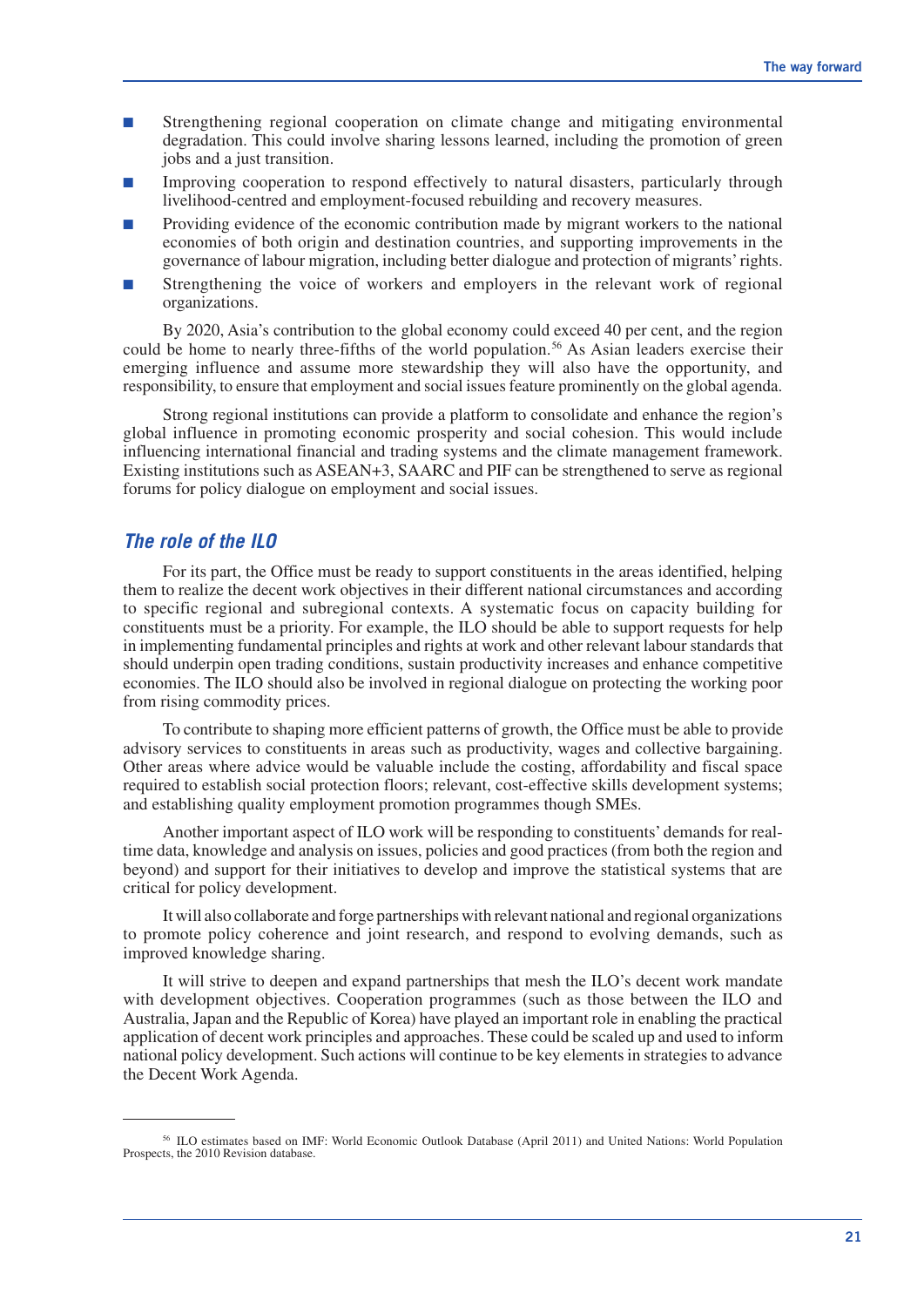- Strengthening regional cooperation on climate change and mitigating environmental degradation. This could involve sharing lessons learned, including the promotion of green jobs and a just transition.
- Improving cooperation to respond effectively to natural disasters, particularly through livelihood-centred and employment-focused rebuilding and recovery measures.
- Providing evidence of the economic contribution made by migrant workers to the national economies of both origin and destination countries, and supporting improvements in the governance of labour migration, including better dialogue and protection of migrants' rights.
- Strengthening the voice of workers and employers in the relevant work of regional organizations.

By 2020, Asia's contribution to the global economy could exceed 40 per cent, and the region could be home to nearly three-fifths of the world population.[56] As Asian leaders exercise their emerging influence and assume more stewardship they will also have the opportunity, and responsibility, to ensure that employment and social issues feature prominently on the global agenda.

Strong regional institutions can provide a platform to consolidate and enhance the region's global influence in promoting economic prosperity and social cohesion. This would include influencing international financial and trading systems and the climate management framework. Existing institutions such as ASEAN+3, SAARC and PIF can be strengthened to serve as regional forums for policy dialogue on employment and social issues.

## The role of the ILO

For its part, the Office must be ready to support constituents in the areas identified, helping them to realize the decent work objectives in their different national circumstances and according to specific regional and subregional contexts. A systematic focus on capacity building for constituents must be a priority. For example, the ILO should be able to support requests for help in implementing fundamental principles and rights at work and other relevant labour standards that should underpin open trading conditions, sustain productivity increases and enhance competitive economies. The ILO should also be involved in regional dialogue on protecting the working poor from rising commodity prices.

To contribute to shaping more efficient patterns of growth, the Office must be able to provide advisory services to constituents in areas such as productivity, wages and collective bargaining. Other areas where advice would be valuable include the costing, affordability and fiscal space required to establish social protection floors; relevant, cost-effective skills development systems; and establishing quality employment promotion programmes though SMEs.

Another important aspect of ILO work will be responding to constituents' demands for real-time data, knowledge and analysis on issues, policies and good practices (from both the region and beyond) and support for their initiatives to develop and improve the statistical systems that are critical for policy development.

It will also collaborate and forge partnerships with relevant national and regional organizations to promote policy coherence and joint research, and respond to evolving demands, such as improved knowledge sharing.

It will strive to deepen and expand partnerships that mesh the ILO's decent work mandate with development objectives. Cooperation programmes (such as those between the ILO and Australia, Japan and the Republic of Korea) have played an important role in enabling the practical application of decent work principles and approaches. These could be scaled up and used to inform national policy development. Such actions will continue to be key elements in strategies to advance the Decent Work Agenda.

---

[56] ILO estimates based on IMF: World Economic Outlook Database (April 2011) and United Nations: World Population Prospects, the 2010 Revision database.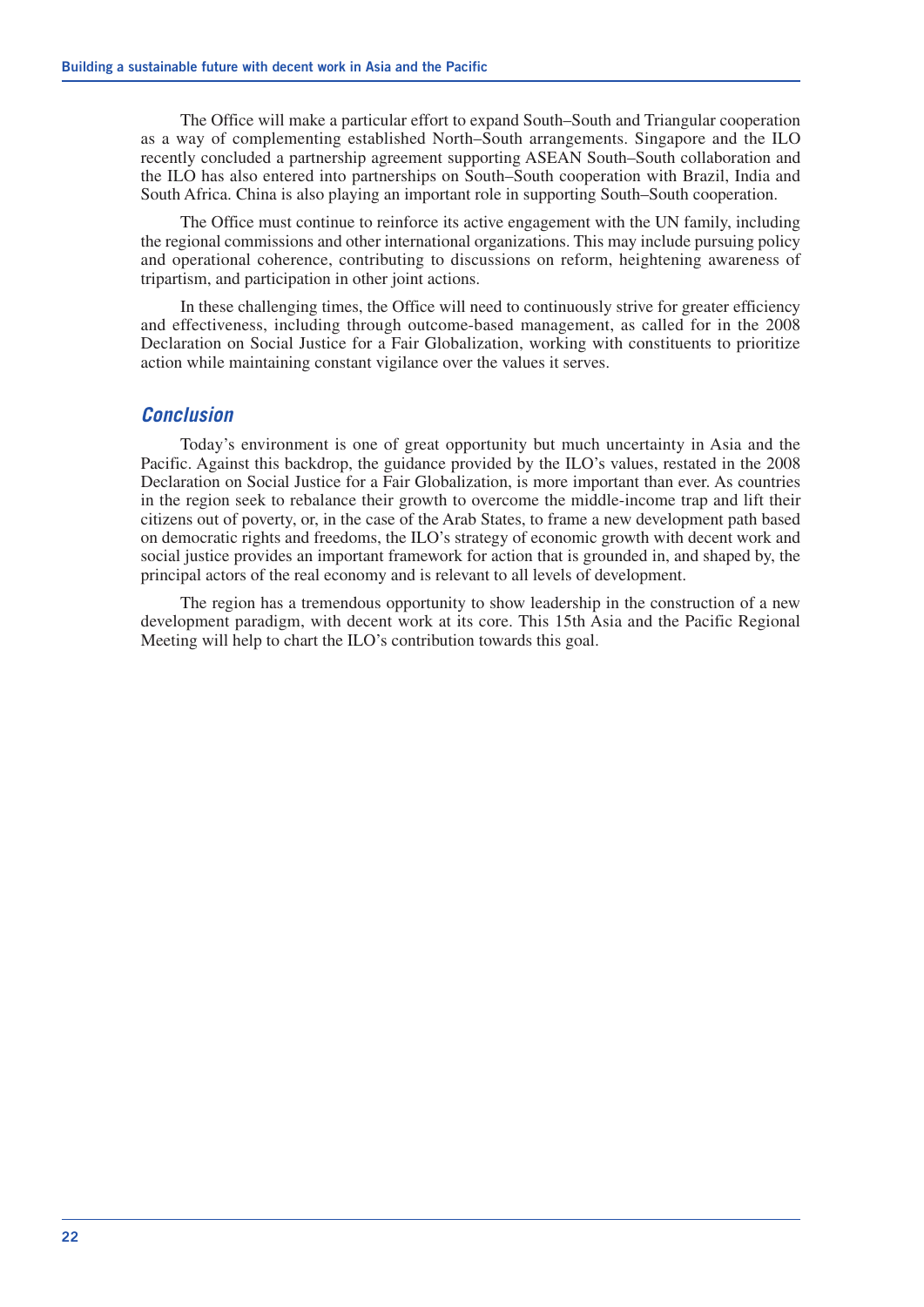The Office will make a particular effort to expand South–South and Triangular cooperation as a way of complementing established North–South arrangements. Singapore and the ILO recently concluded a partnership agreement supporting ASEAN South–South collaboration and the ILO has also entered into partnerships on South–South cooperation with Brazil, India and South Africa. China is also playing an important role in supporting South–South cooperation.

The Office must continue to reinforce its active engagement with the UN family, including the regional commissions and other international organizations. This may include pursuing policy and operational coherence, contributing to discussions on reform, heightening awareness of tripartism, and participation in other joint actions.

In these challenging times, the Office will need to continuously strive for greater efficiency and effectiveness, including through outcome-based management, as called for in the 2008 Declaration on Social Justice for a Fair Globalization, working with constituents to prioritize action while maintaining constant vigilance over the values it serves.

### *Conclusion*

Today's environment is one of great opportunity but much uncertainty in Asia and the Pacific. Against this backdrop, the guidance provided by the ILO's values, restated in the 2008 Declaration on Social Justice for a Fair Globalization, is more important than ever. As countries in the region seek to rebalance their growth to overcome the middle-income trap and lift their citizens out of poverty, or, in the case of the Arab States, to frame a new development path based on democratic rights and freedoms, the ILO's strategy of economic growth with decent work and social justice provides an important framework for action that is grounded in, and shaped by, the principal actors of the real economy and is relevant to all levels of development.

The region has a tremendous opportunity to show leadership in the construction of a new development paradigm, with decent work at its core. This 15th Asia and the Pacific Regional Meeting will help to chart the ILO's contribution towards this goal.